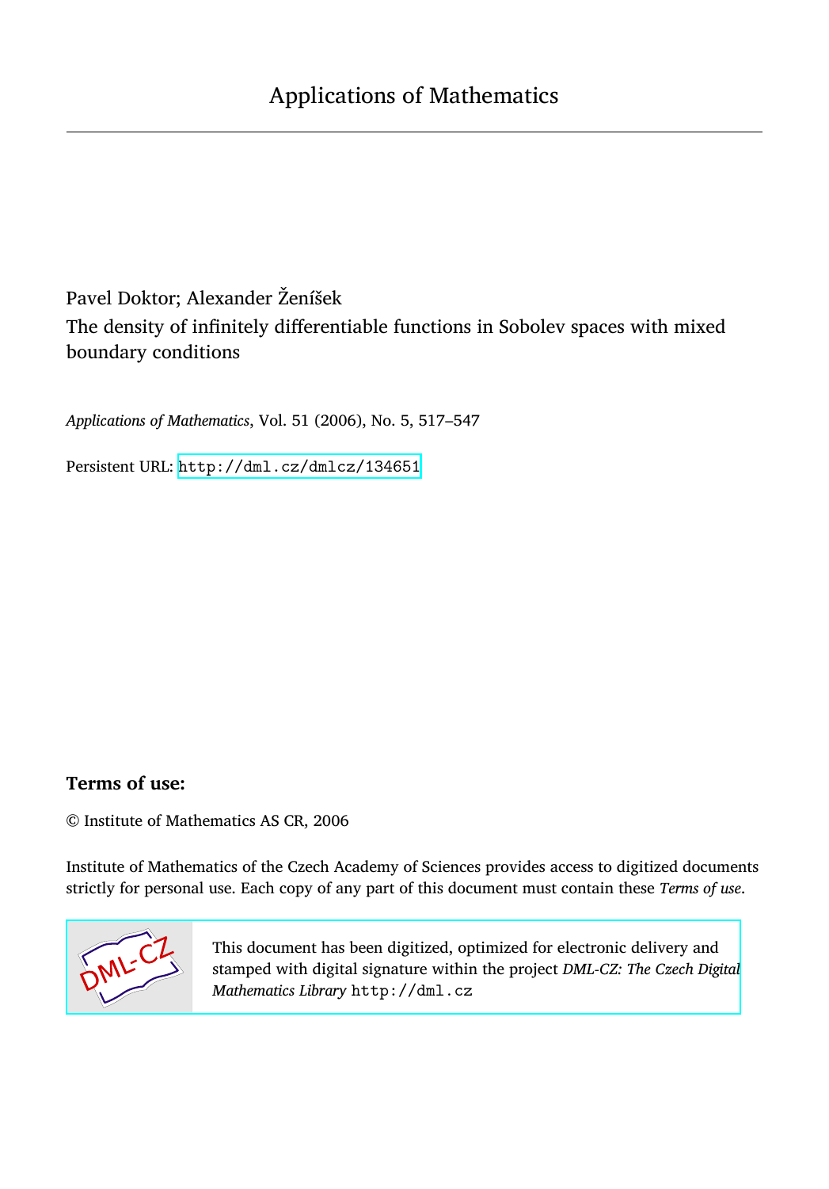# Applications of Mathematics

Pavel Doktor; Alexander Ženíšek

The density of infinitely differentiable functions in Sobolev spaces with mixed boundary conditions

*Applications of Mathematics*, Vol. 51 (2006), No. 5, 517–547

Persistent URL: http://dml.cz/dmlcz/134651

## Terms of use:

© Institute of Mathematics AS CR, 2006

Institute of Mathematics of the Czech Academy of Sciences provides access to digitized documents strictly for personal use. Each copy of any part of this document must contain these *Terms of use*.

This document has been digitized, optimized for electronic delivery and stamped with digital signature within the project *DML-CZ: The Czech Digital Mathematics Library* http://dml.cz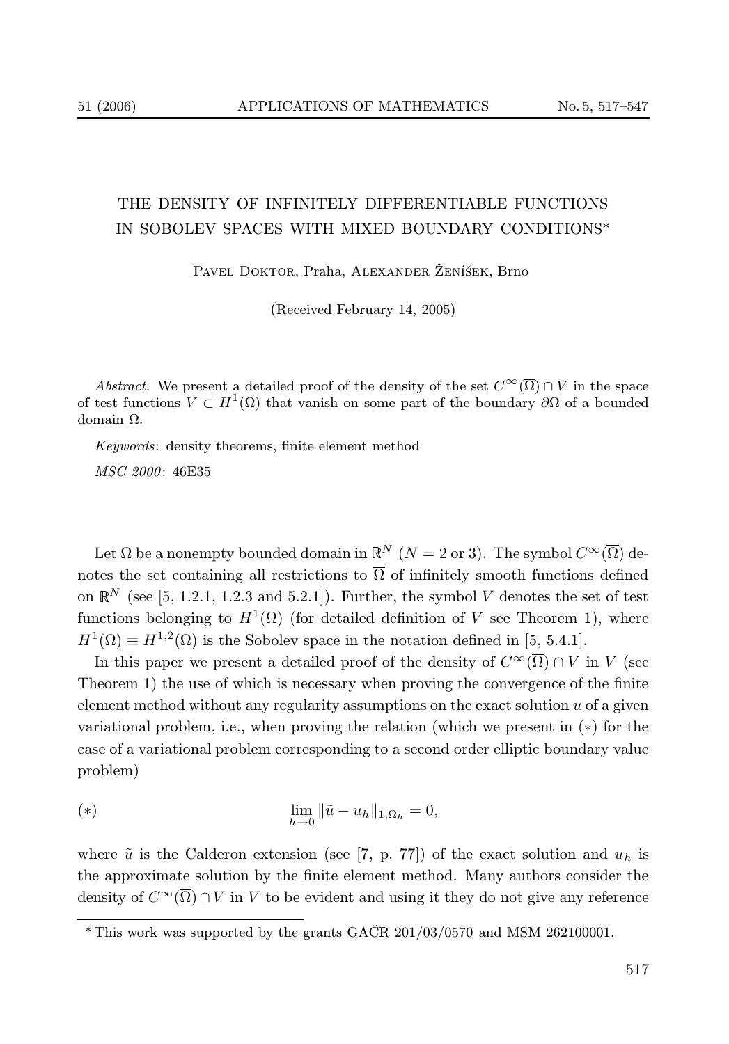# THE DENSITY OF INFINITELY DIFFERENTIABLE FUNCTIONS IN SOBOLEV SPACES WITH MIXED BOUNDARY CONDITIONS*

Pavel Doktor, Praha, Alexander Ženíšek, Brno

(Received February 14, 2005)

*Abstract.* We present a detailed proof of the density of the set $C^{\infty}(\overline{\Omega}) \cap V$ in the space of test functions $V \subset H^1(\Omega)$ that vanish on some part of the boundary $\partial\Omega$ of a bounded domain $\Omega$.

*Keywords*: density theorems, finite element method

*MSC 2000*: 46E35

Let $\Omega$ be a nonempty bounded domain in $\mathbb{R}^N$ ($N = 2$ or $3$). The symbol $C^{\infty}(\overline{\Omega})$ denotes the set containing all restrictions to $\overline{\Omega}$ of infinitely smooth functions defined on $\mathbb{R}^N$ (see [5, 1.2.1, 1.2.3 and 5.2.1]). Further, the symbol $V$ denotes the set of test functions belonging to $H^1(\Omega)$ (for detailed definition of $V$ see Theorem 1), where $H^1(\Omega) \equiv H^{1,2}(\Omega)$ is the Sobolev space in the notation defined in [5, 5.4.1].

In this paper we present a detailed proof of the density of $C^{\infty}(\overline{\Omega}) \cap V$ in $V$ (see Theorem 1) the use of which is necessary when proving the convergence of the finite element method without any regularity assumptions on the exact solution $u$ of a given variational problem, i.e., when proving the relation (which we present in $(*)$ for the case of a variational problem corresponding to a second order elliptic boundary value problem)

$$(*) \qquad \lim_{h \to 0} \|\tilde{u} - u_h\|_{1,\Omega_h} = 0,$$

where $\tilde{u}$ is the Calderon extension (see [7, p. 77]) of the exact solution and $u_h$ is the approximate solution by the finite element method. Many authors consider the density of $C^{\infty}(\overline{\Omega}) \cap V$ in $V$ to be evident and using it they do not give any reference

*This work was supported by the grants GAČR 201/03/0570 and MSM 262100001.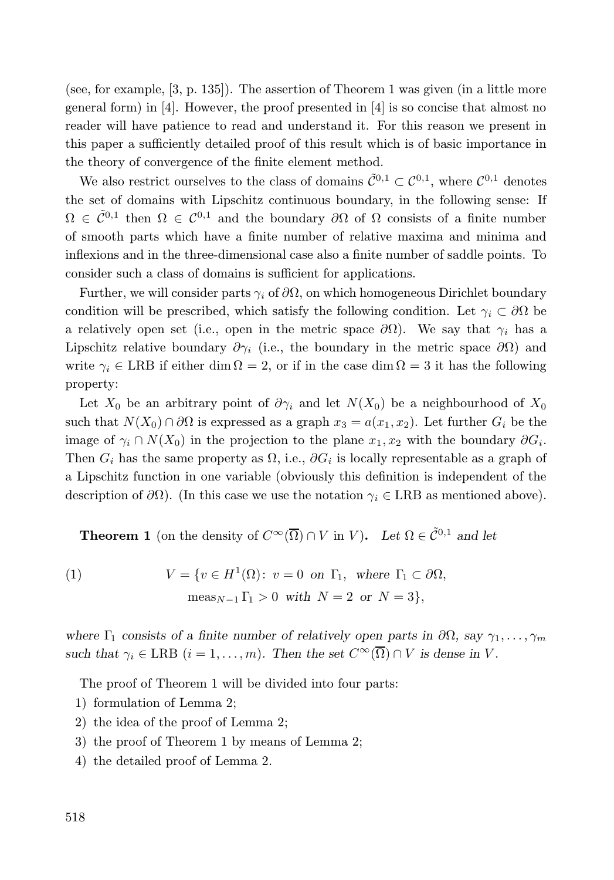(see, for example, [3, p. 135]). The assertion of Theorem 1 was given (in a little more general form) in [4]. However, the proof presented in [4] is so concise that almost no reader will have patience to read and understand it. For this reason we present in this paper a sufficiently detailed proof of this result which is of basic importance in the theory of convergence of the finite element method.

We also restrict ourselves to the class of domains $\tilde{\mathcal{C}}^{0,1} \subset \mathcal{C}^{0,1}$, where $\mathcal{C}^{0,1}$ denotes the set of domains with Lipschitz continuous boundary, in the following sense: If $\Omega \in \tilde{\mathcal{C}}^{0,1}$ then $\Omega \in \mathcal{C}^{0,1}$ and the boundary $\partial\Omega$ of $\Omega$ consists of a finite number of smooth parts which have a finite number of relative maxima and minima and inflexions and in the three-dimensional case also a finite number of saddle points. To consider such a class of domains is sufficient for applications.

Further, we will consider parts $\gamma_i$ of $\partial\Omega$, on which homogeneous Dirichlet boundary condition will be prescribed, which satisfy the following condition. Let $\gamma_i \subset \partial\Omega$ be a relatively open set (i.e., open in the metric space $\partial\Omega$). We say that $\gamma_i$ has a Lipschitz relative boundary $\partial\gamma_i$ (i.e., the boundary in the metric space $\partial\Omega$) and write $\gamma_i \in \mathrm{LRB}$ if either $\dim\Omega = 2$, or if in the case $\dim\Omega = 3$ it has the following property:

Let $X_0$ be an arbitrary point of $\partial\gamma_i$ and let $N(X_0)$ be a neighbourhood of $X_0$ such that $N(X_0) \cap \partial\Omega$ is expressed as a graph $x_3 = a(x_1, x_2)$. Let further $G_i$ be the image of $\gamma_i \cap N(X_0)$ in the projection to the plane $x_1, x_2$ with the boundary $\partial G_i$. Then $G_i$ has the same property as $\Omega$, i.e., $\partial G_i$ is locally representable as a graph of a Lipschitz function in one variable (obviously this definition is independent of the description of $\partial\Omega$). (In this case we use the notation $\gamma_i \in \mathrm{LRB}$ as mentioned above).

**Theorem 1** (on the density of $C^\infty(\overline{\Omega}) \cap V$ in $V$)**.** *Let $\Omega \in \tilde{\mathcal{C}}^{0,1}$ and let*

$$V = \{v \in H^1(\Omega)\colon\ v = 0 \ \text{ on } \Gamma_1, \ \text{ where } \Gamma_1 \subset \partial\Omega, \quad \operatorname{meas}_{N-1}\Gamma_1 > 0 \ \text{ with } N = 2 \ \text{ or } N = 3\}, \tag{1}$$

*where $\Gamma_1$ consists of a finite number of relatively open parts in $\partial\Omega$, say $\gamma_1, \ldots, \gamma_m$ such that $\gamma_i \in \mathrm{LRB}$ $(i = 1, \ldots, m)$. Then the set $C^\infty(\overline{\Omega}) \cap V$ is dense in $V$.*

The proof of Theorem 1 will be divided into four parts:

1) formulation of Lemma 2;
2) the idea of the proof of Lemma 2;
3) the proof of Theorem 1 by means of Lemma 2;
4) the detailed proof of Lemma 2.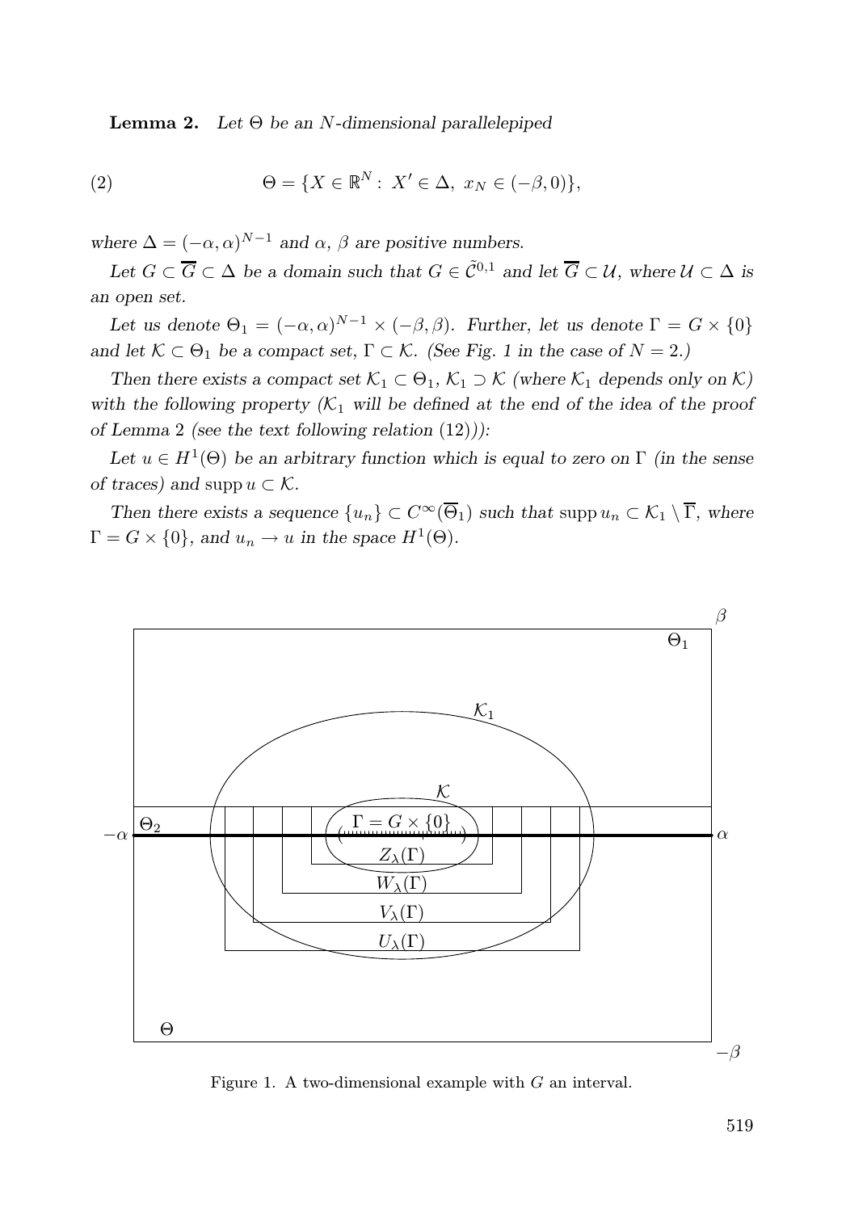**Lemma 2.** *Let $\Theta$ be an $N$-dimensional parallelepiped*

$$\Theta = \{X \in \mathbb{R}^N :\ X' \in \Delta,\ x_N \in (-\beta, 0)\}, \tag{2}$$

*where $\Delta = (-\alpha, \alpha)^{N-1}$ and $\alpha$, $\beta$ are positive numbers.*

*Let $G \subset \overline{G} \subset \Delta$ be a domain such that $G \in \tilde{\mathcal{C}}^{0,1}$ and let $\overline{G} \subset \mathcal{U}$, where $\mathcal{U} \subset \Delta$ is an open set.*

*Let us denote $\Theta_1 = (-\alpha, \alpha)^{N-1} \times (-\beta, \beta)$. Further, let us denote $\Gamma = G \times \{0\}$ and let $\mathcal{K} \subset \Theta_1$ be a compact set, $\Gamma \subset \mathcal{K}$. (See Fig. 1 in the case of $N = 2$.)*

*Then there exists a compact set $\mathcal{K}_1 \subset \Theta_1$, $\mathcal{K}_1 \supset \mathcal{K}$ (where $\mathcal{K}_1$ depends only on $\mathcal{K}$) with the following property ($\mathcal{K}_1$ will be defined at the end of the idea of the proof of Lemma 2 (see the text following relation (12))):*

*Let $u \in H^1(\Theta)$ be an arbitrary function which is equal to zero on $\Gamma$ (in the sense of traces) and $\operatorname{supp} u \subset \mathcal{K}$.*

*Then there exists a sequence $\{u_n\} \subset C^\infty(\overline{\Theta}_1)$ such that $\operatorname{supp} u_n \subset \mathcal{K}_1 \setminus \overline{\Gamma}$, where $\Gamma = G \times \{0\}$, and $u_n \to u$ in the space $H^1(\Theta)$.*

Figure 1. A two-dimensional example with $G$ an interval.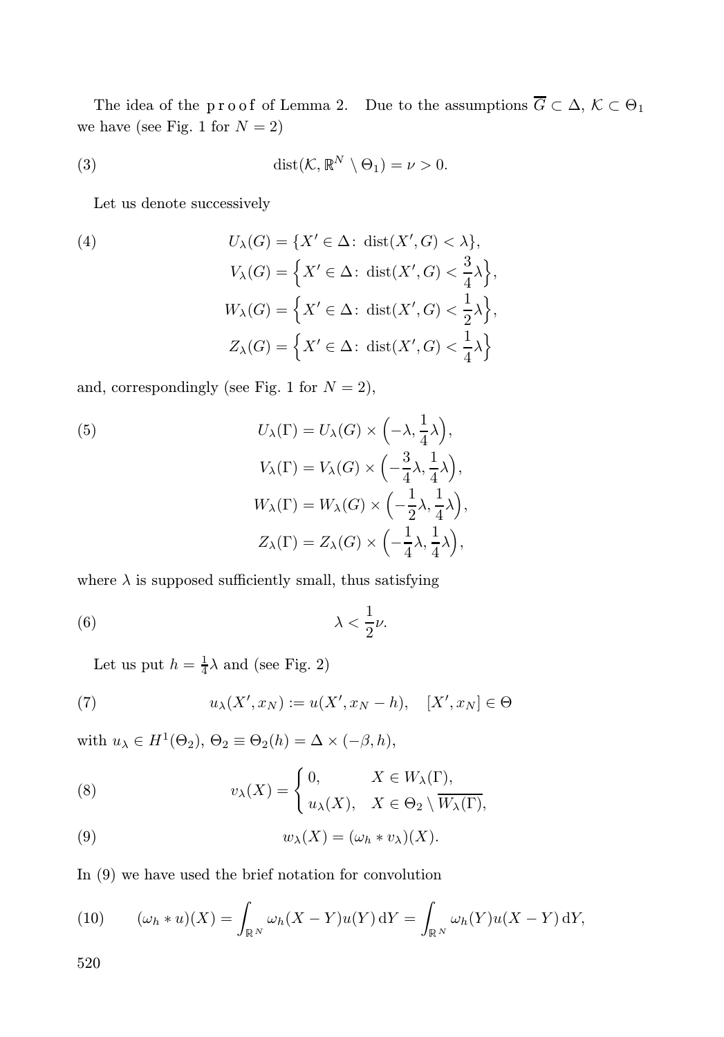The idea of the proof of Lemma 2. Due to the assumptions $\overline{G} \subset \Delta$, $\mathcal{K} \subset \Theta_1$ we have (see Fig. 1 for $N = 2$)

$$\operatorname{dist}(\mathcal{K}, \mathbb{R}^N \setminus \Theta_1) = \nu > 0. \tag{3}$$

Let us denote successively

$$\begin{aligned} U_\lambda(G) &= \{X' \in \Delta\colon \operatorname{dist}(X', G) < \lambda\}, \\ V_\lambda(G) &= \Big\{X' \in \Delta\colon \operatorname{dist}(X', G) < \frac{3}{4}\lambda\Big\}, \\ W_\lambda(G) &= \Big\{X' \in \Delta\colon \operatorname{dist}(X', G) < \frac{1}{2}\lambda\Big\}, \\ Z_\lambda(G) &= \Big\{X' \in \Delta\colon \operatorname{dist}(X', G) < \frac{1}{4}\lambda\Big\} \end{aligned} \tag{4}$$

and, correspondingly (see Fig. 1 for $N = 2$),

$$\begin{aligned} U_\lambda(\Gamma) &= U_\lambda(G) \times \Big(-\lambda, \frac{1}{4}\lambda\Big), \\ V_\lambda(\Gamma) &= V_\lambda(G) \times \Big(-\frac{3}{4}\lambda, \frac{1}{4}\lambda\Big), \\ W_\lambda(\Gamma) &= W_\lambda(G) \times \Big(-\frac{1}{2}\lambda, \frac{1}{4}\lambda\Big), \\ Z_\lambda(\Gamma) &= Z_\lambda(G) \times \Big(-\frac{1}{4}\lambda, \frac{1}{4}\lambda\Big), \end{aligned} \tag{5}$$

where $\lambda$ is supposed sufficiently small, thus satisfying

$$\lambda < \frac{1}{2}\nu. \tag{6}$$

Let us put $h = \frac{1}{4}\lambda$ and (see Fig. 2)

$$u_\lambda(X', x_N) := u(X', x_N - h), \quad [X', x_N] \in \Theta \tag{7}$$

with $u_\lambda \in H^1(\Theta_2)$, $\Theta_2 \equiv \Theta_2(h) = \Delta \times (-\beta, h)$,

$$v_\lambda(X) = \begin{cases} 0, & X \in W_\lambda(\Gamma), \\ u_\lambda(X), & X \in \Theta_2 \setminus \overline{W_\lambda(\Gamma)}, \end{cases} \tag{8}$$

$$w_\lambda(X) = (\omega_h * v_\lambda)(X). \tag{9}$$

In (9) we have used the brief notation for convolution

$$(\omega_h * u)(X) = \int_{\mathbb{R}^N} \omega_h(X - Y) u(Y) \, \mathrm{d}Y = \int_{\mathbb{R}^N} \omega_h(Y) u(X - Y) \, \mathrm{d}Y, \tag{10}$$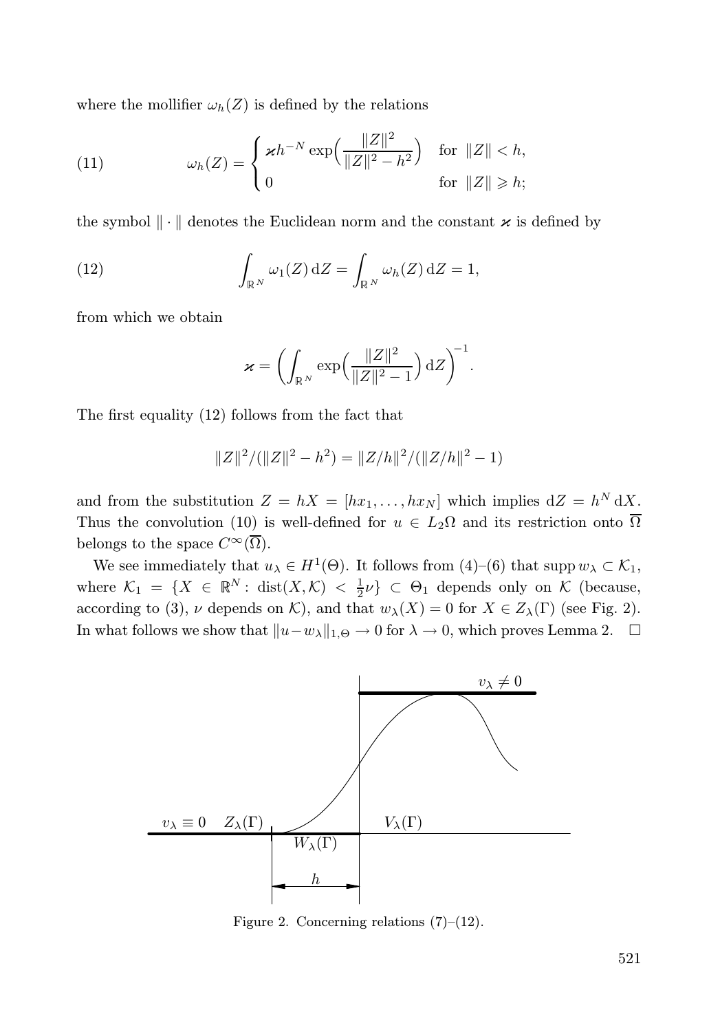where the mollifier $\omega_h(Z)$ is defined by the relations

$$
\omega_h(Z) = \begin{cases} \varkappa h^{-N} \exp\Big(\dfrac{\|Z\|^2}{\|Z\|^2 - h^2}\Big) & \text{for } \|Z\| < h, \\ 0 & \text{for } \|Z\| \geqslant h; \end{cases} \tag{11}
$$

the symbol $\|\cdot\|$ denotes the Euclidean norm and the constant $\varkappa$ is defined by

$$
\int_{\mathbb{R}^N} \omega_1(Z)\,\mathrm{d}Z = \int_{\mathbb{R}^N} \omega_h(Z)\,\mathrm{d}Z = 1, \tag{12}
$$

from which we obtain

$$
\varkappa = \Big( \int_{\mathbb{R}^N} \exp\Big(\frac{\|Z\|^2}{\|Z\|^2 - 1}\Big)\,\mathrm{d}Z \Big)^{-1}.
$$

The first equality (12) follows from the fact that

$$
\|Z\|^2/(\|Z\|^2 - h^2) = \|Z/h\|^2/(\|Z/h\|^2 - 1)
$$

and from the substitution $Z = hX = [hx_1, \ldots, hx_N]$ which implies $\mathrm{d}Z = h^N\,\mathrm{d}X$. Thus the convolution (10) is well-defined for $u \in L_2\Omega$ and its restriction onto $\overline{\Omega}$ belongs to the space $C^\infty(\overline{\Omega})$.

We see immediately that $u_\lambda \in H^1(\Theta)$. It follows from (4)–(6) that $\operatorname{supp} w_\lambda \subset \mathcal{K}_1$, where $\mathcal{K}_1 = \{X \in \mathbb{R}^N \colon \operatorname{dist}(X, \mathcal{K}) < \frac{1}{2}\nu\} \subset \Theta_1$ depends only on $\mathcal{K}$ (because, according to (3), $\nu$ depends on $\mathcal{K}$), and that $w_\lambda(X) = 0$ for $X \in Z_\lambda(\Gamma)$ (see Fig. 2). In what follows we show that $\|u - w_\lambda\|_{1,\Theta} \to 0$ for $\lambda \to 0$, which proves Lemma 2. $\square$

Figure 2. Concerning relations (7)–(12).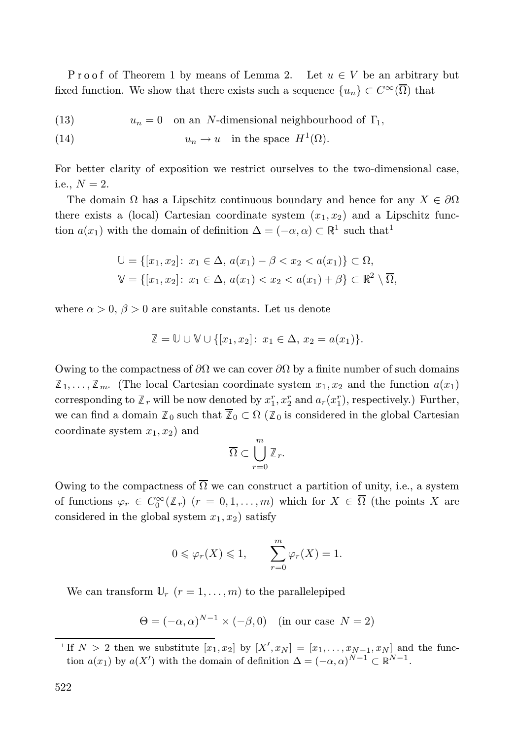*Proof* of Theorem 1 by means of Lemma 2. Let $u \in V$ be an arbitrary but fixed function. We show that there exists such a sequence $\{u_n\} \subset C^\infty(\overline{\Omega})$ that

$$u_n = 0 \quad \text{on an } N\text{-dimensional neighbourhood of } \Gamma_1, \tag{13}$$

$$u_n \to u \quad \text{in the space } H^1(\Omega). \tag{14}$$

For better clarity of exposition we restrict ourselves to the two-dimensional case, i.e., $N = 2$.

The domain $\Omega$ has a Lipschitz continuous boundary and hence for any $X \in \partial\Omega$ there exists a (local) Cartesian coordinate system $(x_1, x_2)$ and a Lipschitz function $a(x_1)$ with the domain of definition $\Delta = (-\alpha, \alpha) \subset \mathbb{R}^1$ such that[1]

$$\mathbb{U} = \{[x_1, x_2] \colon x_1 \in \Delta,\ a(x_1) - \beta < x_2 < a(x_1)\} \subset \Omega,$$
$$\mathbb{V} = \{[x_1, x_2] \colon x_1 \in \Delta,\ a(x_1) < x_2 < a(x_1) + \beta\} \subset \mathbb{R}^2 \setminus \overline{\Omega},$$

where $\alpha > 0$, $\beta > 0$ are suitable constants. Let us denote

$$\mathbb{Z} = \mathbb{U} \cup \mathbb{V} \cup \{[x_1, x_2] \colon x_1 \in \Delta,\ x_2 = a(x_1)\}.$$

Owing to the compactness of $\partial\Omega$ we can cover $\partial\Omega$ by a finite number of such domains $\mathbb{Z}_1, \ldots, \mathbb{Z}_m$. (The local Cartesian coordinate system $x_1, x_2$ and the function $a(x_1)$ corresponding to $\mathbb{Z}_r$ will be now denoted by $x_1^r, x_2^r$ and $a_r(x_1^r)$, respectively.) Further, we can find a domain $\mathbb{Z}_0$ such that $\overline{\mathbb{Z}}_0 \subset \Omega$ ($\mathbb{Z}_0$ is considered in the global Cartesian coordinate system $x_1, x_2$) and

$$\overline{\Omega} \subset \bigcup_{r=0}^{m} \mathbb{Z}_r.$$

Owing to the compactness of $\overline{\Omega}$ we can construct a partition of unity, i.e., a system of functions $\varphi_r \in C_0^\infty(\mathbb{Z}_r)$ $(r = 0, 1, \ldots, m)$ which for $X \in \overline{\Omega}$ (the points $X$ are considered in the global system $x_1, x_2$) satisfy

$$0 \leqslant \varphi_r(X) \leqslant 1, \qquad \sum_{r=0}^{m} \varphi_r(X) = 1.$$

We can transform $\mathbb{U}_r$ $(r = 1, \ldots, m)$ to the parallelepiped

$$\Theta = (-\alpha, \alpha)^{N-1} \times (-\beta, 0) \quad (\text{in our case } N = 2)$$

---

[1] If $N > 2$ then we substitute $[x_1, x_2]$ by $[X', x_N] = [x_1, \ldots, x_{N-1}, x_N]$ and the function $a(x_1)$ by $a(X')$ with the domain of definition $\Delta = (-\alpha, \alpha)^{N-1} \subset \mathbb{R}^{N-1}$.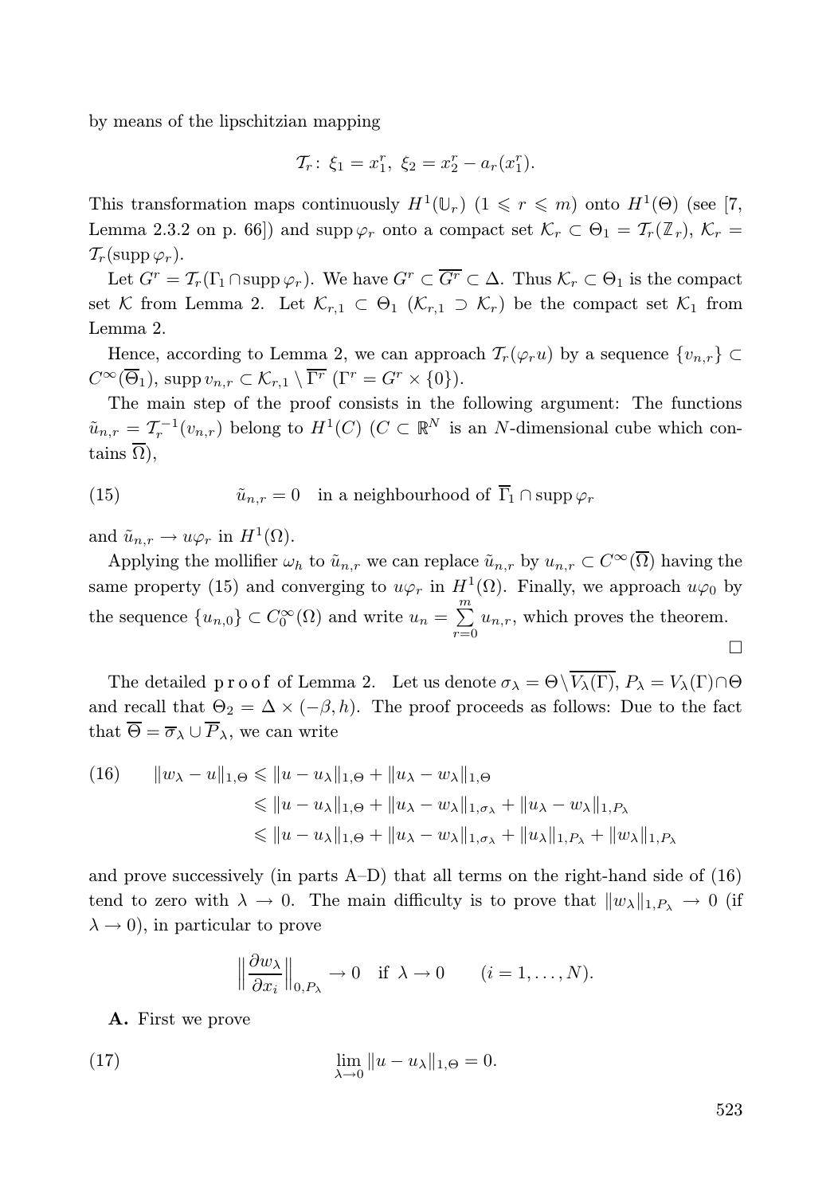by means of the lipschitzian mapping

$$\mathcal{T}_r\colon\ \xi_1 = x_1^r,\ \xi_2 = x_2^r - a_r(x_1^r).$$

This transformation maps continuously $H^1(\mathbb{U}_r)$ $(1 \leqslant r \leqslant m)$ onto $H^1(\Theta)$ (see [7, Lemma 2.3.2 on p. 66]) and $\operatorname{supp}\varphi_r$ onto a compact set $\mathcal{K}_r \subset \Theta_1 = \mathcal{T}_r(\mathbb{Z}_r)$, $\mathcal{K}_r = \mathcal{T}_r(\operatorname{supp}\varphi_r)$.

Let $G^r = \mathcal{T}_r(\Gamma_1 \cap \operatorname{supp}\varphi_r)$. We have $G^r \subset \overline{G^r} \subset \Delta$. Thus $\mathcal{K}_r \subset \Theta_1$ is the compact set $\mathcal{K}$ from Lemma 2. Let $\mathcal{K}_{r,1} \subset \Theta_1$ $(\mathcal{K}_{r,1} \supset \mathcal{K}_r)$ be the compact set $\mathcal{K}_1$ from Lemma 2.

Hence, according to Lemma 2, we can approach $\mathcal{T}_r(\varphi_r u)$ by a sequence $\{v_{n,r}\} \subset C^\infty(\overline{\Theta}_1)$, $\operatorname{supp} v_{n,r} \subset \mathcal{K}_{r,1} \setminus \overline{\Gamma^r}$ $(\Gamma^r = G^r \times \{0\})$.

The main step of the proof consists in the following argument: The functions $\tilde{u}_{n,r} = \mathcal{T}_r^{-1}(v_{n,r})$ belong to $H^1(C)$ ($C \subset \mathbb{R}^N$ is an $N$-dimensional cube which contains $\overline{\Omega}$),

$$\tilde{u}_{n,r} = 0 \quad \text{in a neighbourhood of } \overline{\Gamma}_1 \cap \operatorname{supp}\varphi_r \tag{15}$$

and $\tilde{u}_{n,r} \to u\varphi_r$ in $H^1(\Omega)$.

Applying the mollifier $\omega_h$ to $\tilde{u}_{n,r}$ we can replace $\tilde{u}_{n,r}$ by $u_{n,r} \subset C^\infty(\overline{\Omega})$ having the same property (15) and converging to $u\varphi_r$ in $H^1(\Omega)$. Finally, we approach $u\varphi_0$ by the sequence $\{u_{n,0}\} \subset C_0^\infty(\Omega)$ and write $u_n = \sum\limits_{r=0}^{m} u_{n,r}$, which proves the theorem. $\square$

The detailed **proof** of Lemma 2. Let us denote $\sigma_\lambda = \Theta \setminus \overline{V_\lambda(\Gamma)}$, $P_\lambda = V_\lambda(\Gamma) \cap \Theta$ and recall that $\Theta_2 = \Delta \times (-\beta, h)$. The proof proceeds as follows: Due to the fact that $\overline{\Theta} = \overline{\sigma}_\lambda \cup \overline{P}_\lambda$, we can write

$$\begin{aligned}
\|w_\lambda - u\|_{1,\Theta} &\leqslant \|u - u_\lambda\|_{1,\Theta} + \|u_\lambda - w_\lambda\|_{1,\Theta} \\
&\leqslant \|u - u_\lambda\|_{1,\Theta} + \|u_\lambda - w_\lambda\|_{1,\sigma_\lambda} + \|u_\lambda - w_\lambda\|_{1,P_\lambda} \\
&\leqslant \|u - u_\lambda\|_{1,\Theta} + \|u_\lambda - w_\lambda\|_{1,\sigma_\lambda} + \|u_\lambda\|_{1,P_\lambda} + \|w_\lambda\|_{1,P_\lambda}
\end{aligned} \tag{16}$$

and prove successively (in parts A–D) that all terms on the right-hand side of (16) tend to zero with $\lambda \to 0$. The main difficulty is to prove that $\|w_\lambda\|_{1,P_\lambda} \to 0$ (if $\lambda \to 0$), in particular to prove

$$\Big\|\frac{\partial w_\lambda}{\partial x_i}\Big\|_{0,P_\lambda} \to 0 \quad \text{if } \lambda \to 0 \qquad (i = 1, \dots, N).$$

**A.** First we prove

$$\lim_{\lambda \to 0} \|u - u_\lambda\|_{1,\Theta} = 0. \tag{17}$$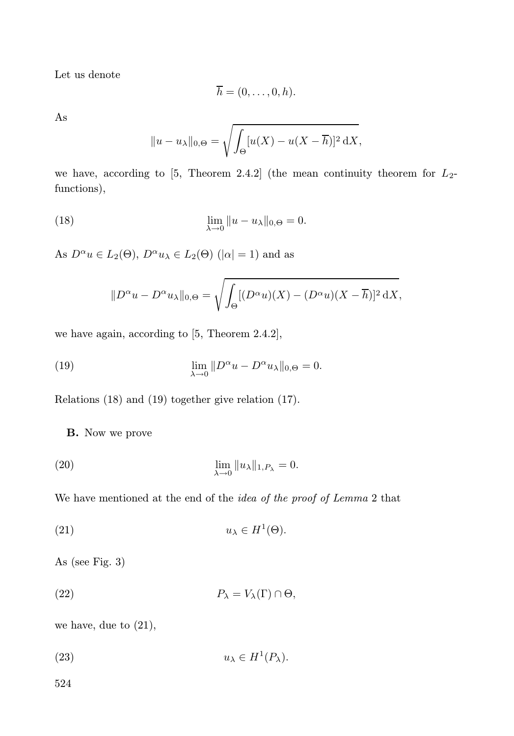Let us denote

$$\overline{h} = (0, \dots, 0, h).$$

As

$$\|u - u_\lambda\|_{0,\Theta} = \sqrt{\int_\Theta [u(X) - u(X - \overline{h})]^2 \, \mathrm{d}X},$$

we have, according to [5, Theorem 2.4.2] (the mean continuity theorem for $L_2$-functions),

$$\lim_{\lambda \to 0} \|u - u_\lambda\|_{0,\Theta} = 0. \tag{18}$$

As $D^\alpha u \in L_2(\Theta)$, $D^\alpha u_\lambda \in L_2(\Theta)$ ($|\alpha| = 1$) and as

$$\|D^\alpha u - D^\alpha u_\lambda\|_{0,\Theta} = \sqrt{\int_\Theta [(D^\alpha u)(X) - (D^\alpha u)(X - \overline{h})]^2 \, \mathrm{d}X},$$

we have again, according to [5, Theorem 2.4.2],

$$\lim_{\lambda \to 0} \|D^\alpha u - D^\alpha u_\lambda\|_{0,\Theta} = 0. \tag{19}$$

Relations (18) and (19) together give relation (17).

**B.** Now we prove

$$\lim_{\lambda \to 0} \|u_\lambda\|_{1,P_\lambda} = 0. \tag{20}$$

We have mentioned at the end of the *idea of the proof of Lemma* 2 that

$$u_\lambda \in H^1(\Theta). \tag{21}$$

As (see Fig. 3)

$$P_\lambda = V_\lambda(\Gamma) \cap \Theta, \tag{22}$$

we have, due to (21),

$$u_\lambda \in H^1(P_\lambda). \tag{23}$$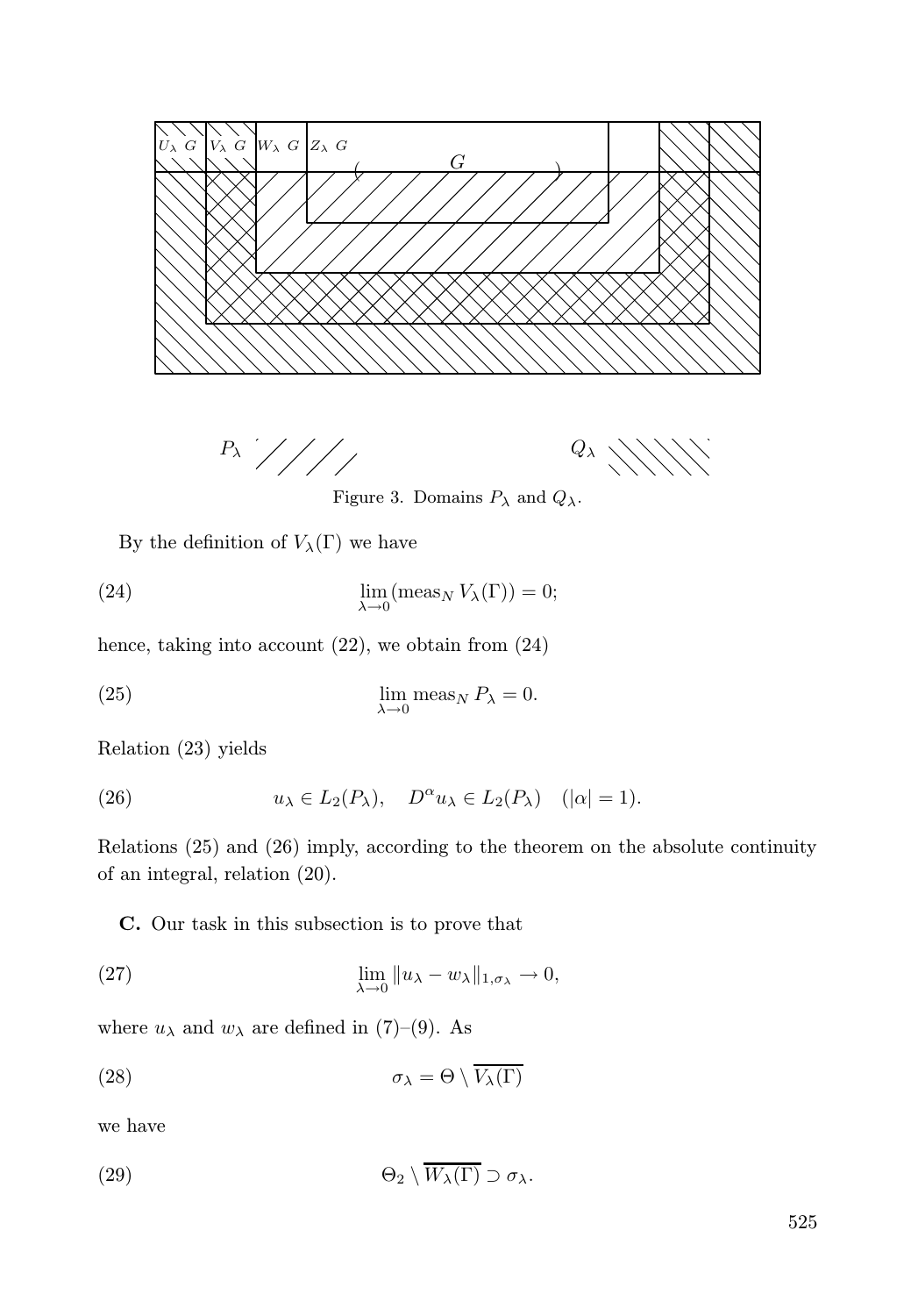Figure 3. Domains $P_\lambda$ and $Q_\lambda$.

By the definition of $V_\lambda(\Gamma)$ we have

$$\lim_{\lambda\to 0}(\operatorname{meas}_N V_\lambda(\Gamma)) = 0; \tag{24}$$

hence, taking into account (22), we obtain from (24)

$$\lim_{\lambda\to 0}\operatorname{meas}_N P_\lambda = 0. \tag{25}$$

Relation (23) yields

$$u_\lambda \in L_2(P_\lambda), \quad D^\alpha u_\lambda \in L_2(P_\lambda) \quad (|\alpha| = 1). \tag{26}$$

Relations (25) and (26) imply, according to the theorem on the absolute continuity of an integral, relation (20).

**C.** Our task in this subsection is to prove that

$$\lim_{\lambda\to 0}\|u_\lambda - w_\lambda\|_{1,\sigma_\lambda} \to 0, \tag{27}$$

where $u_\lambda$ and $w_\lambda$ are defined in (7)–(9). As

$$\sigma_\lambda = \Theta \setminus \overline{V_\lambda(\Gamma)} \tag{28}$$

we have

$$\Theta_2 \setminus \overline{W_\lambda(\Gamma)} \supset \sigma_\lambda. \tag{29}$$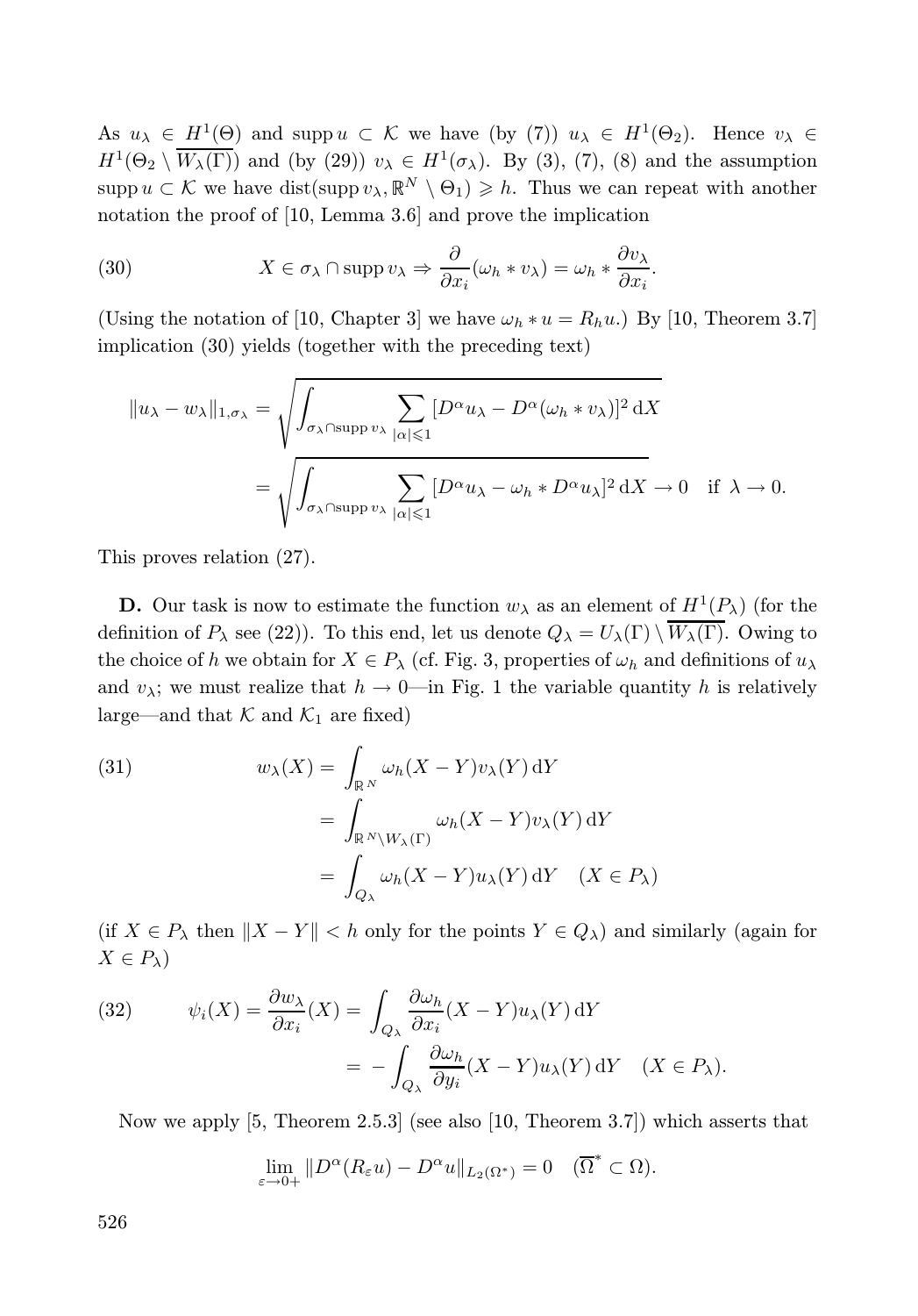As $u_\lambda \in H^1(\Theta)$ and $\operatorname{supp} u \subset \mathcal{K}$ we have (by (7)) $u_\lambda \in H^1(\Theta_2)$. Hence $v_\lambda \in H^1(\Theta_2 \setminus \overline{W_\lambda(\Gamma)})$ and (by (29)) $v_\lambda \in H^1(\sigma_\lambda)$. By (3), (7), (8) and the assumption $\operatorname{supp} u \subset \mathcal{K}$ we have $\operatorname{dist}(\operatorname{supp} v_\lambda, \mathbb{R}^N \setminus \Theta_1) \geqslant h$. Thus we can repeat with another notation the proof of [10, Lemma 3.6] and prove the implication

$$X \in \sigma_\lambda \cap \operatorname{supp} v_\lambda \Rightarrow \frac{\partial}{\partial x_i}(\omega_h * v_\lambda) = \omega_h * \frac{\partial v_\lambda}{\partial x_i}. \tag{30}$$

(Using the notation of [10, Chapter 3] we have $\omega_h * u = R_h u$.) By [10, Theorem 3.7] implication (30) yields (together with the preceding text)

$$\begin{aligned}
\|u_\lambda - w_\lambda\|_{1,\sigma_\lambda} &= \sqrt{\int_{\sigma_\lambda \cap \operatorname{supp} v_\lambda} \sum_{|\alpha| \leqslant 1} [D^\alpha u_\lambda - D^\alpha(\omega_h * v_\lambda)]^2 \, \mathrm{d}X} \\
&= \sqrt{\int_{\sigma_\lambda \cap \operatorname{supp} v_\lambda} \sum_{|\alpha| \leqslant 1} [D^\alpha u_\lambda - \omega_h * D^\alpha u_\lambda]^2 \, \mathrm{d}X} \to 0 \quad \text{if } \lambda \to 0.
\end{aligned}$$

This proves relation (27).

**D.** Our task is now to estimate the function $w_\lambda$ as an element of $H^1(P_\lambda)$ (for the definition of $P_\lambda$ see (22)). To this end, let us denote $Q_\lambda = U_\lambda(\Gamma) \setminus \overline{W_\lambda(\Gamma)}$. Owing to the choice of $h$ we obtain for $X \in P_\lambda$ (cf. Fig. 3, properties of $\omega_h$ and definitions of $u_\lambda$ and $v_\lambda$; we must realize that $h \to 0$—in Fig. 1 the variable quantity $h$ is relatively large—and that $\mathcal{K}$ and $\mathcal{K}_1$ are fixed)

$$\begin{aligned}
w_\lambda(X) &= \int_{\mathbb{R}^N} \omega_h(X - Y) v_\lambda(Y) \, \mathrm{d}Y \\
&= \int_{\mathbb{R}^N \setminus W_\lambda(\Gamma)} \omega_h(X - Y) v_\lambda(Y) \, \mathrm{d}Y \\
&= \int_{Q_\lambda} \omega_h(X - Y) u_\lambda(Y) \, \mathrm{d}Y \quad (X \in P_\lambda)
\end{aligned} \tag{31}$$

(if $X \in P_\lambda$ then $\|X - Y\| < h$ only for the points $Y \in Q_\lambda$) and similarly (again for $X \in P_\lambda$)

$$\begin{aligned}
\psi_i(X) = \frac{\partial w_\lambda}{\partial x_i}(X) &= \int_{Q_\lambda} \frac{\partial \omega_h}{\partial x_i}(X - Y) u_\lambda(Y) \, \mathrm{d}Y \\
&= -\int_{Q_\lambda} \frac{\partial \omega_h}{\partial y_i}(X - Y) u_\lambda(Y) \, \mathrm{d}Y \quad (X \in P_\lambda).
\end{aligned} \tag{32}$$

Now we apply [5, Theorem 2.5.3] (see also [10, Theorem 3.7]) which asserts that

$$\lim_{\varepsilon \to 0+} \|D^\alpha(R_\varepsilon u) - D^\alpha u\|_{L_2(\Omega^*)} = 0 \quad (\overline{\Omega}^* \subset \Omega).$$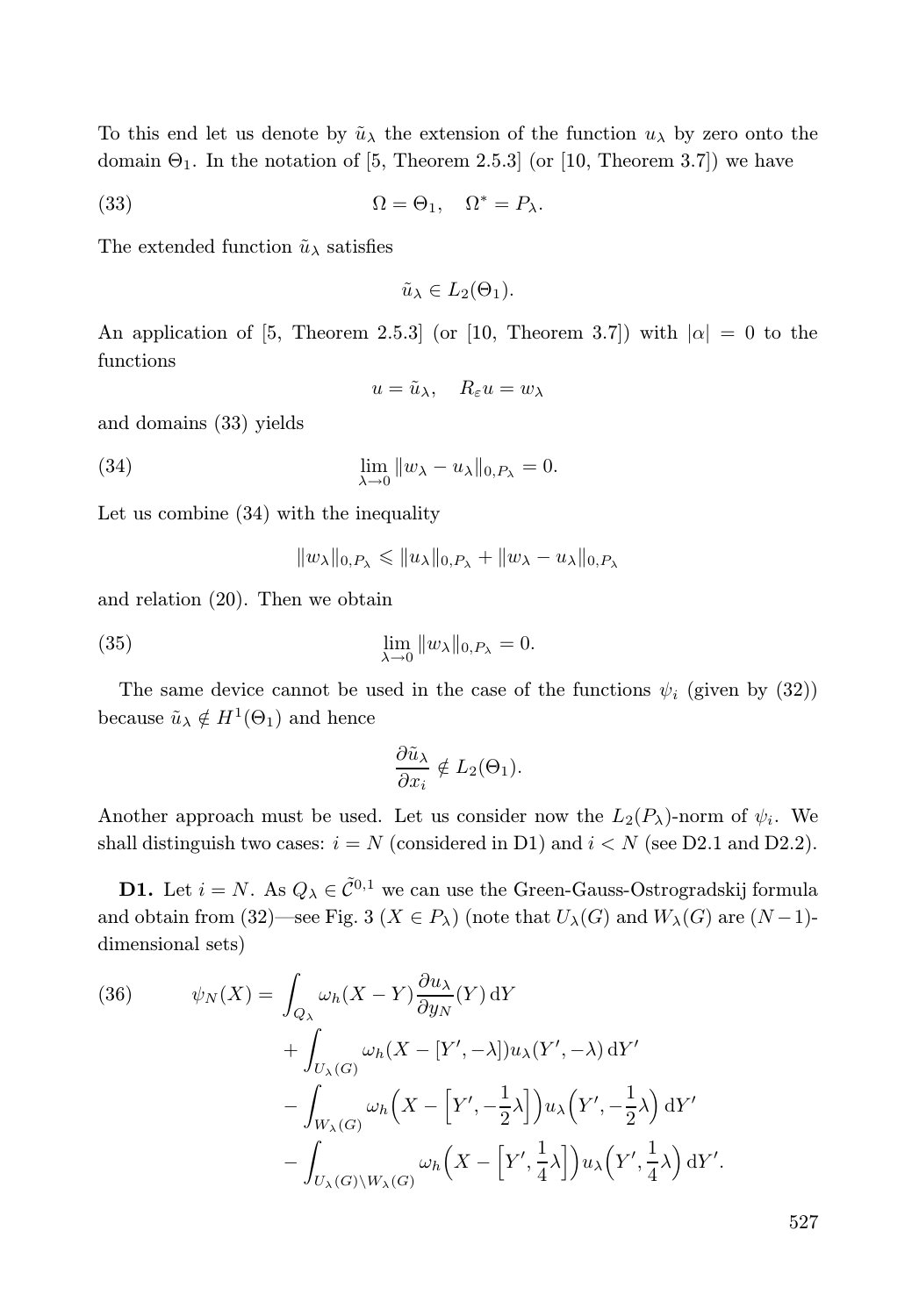To this end let us denote by $\tilde{u}_\lambda$ the extension of the function $u_\lambda$ by zero onto the domain $\Theta_1$. In the notation of [5, Theorem 2.5.3] (or [10, Theorem 3.7]) we have

$$\Omega = \Theta_1, \quad \Omega^* = P_\lambda. \tag{33}$$

The extended function $\tilde{u}_\lambda$ satisfies

$$\tilde{u}_\lambda \in L_2(\Theta_1).$$

An application of [5, Theorem 2.5.3] (or [10, Theorem 3.7]) with $|\alpha| = 0$ to the functions

$$u = \tilde{u}_\lambda, \quad R_\varepsilon u = w_\lambda$$

and domains (33) yields

$$\lim_{\lambda \to 0} \|w_\lambda - u_\lambda\|_{0,P_\lambda} = 0. \tag{34}$$

Let us combine (34) with the inequality

$$\|w_\lambda\|_{0,P_\lambda} \leqslant \|u_\lambda\|_{0,P_\lambda} + \|w_\lambda - u_\lambda\|_{0,P_\lambda}$$

and relation (20). Then we obtain

$$\lim_{\lambda \to 0} \|w_\lambda\|_{0,P_\lambda} = 0. \tag{35}$$

The same device cannot be used in the case of the functions $\psi_i$ (given by (32)) because $\tilde{u}_\lambda \notin H^1(\Theta_1)$ and hence

$$\frac{\partial \tilde{u}_\lambda}{\partial x_i} \notin L_2(\Theta_1).$$

Another approach must be used. Let us consider now the $L_2(P_\lambda)$-norm of $\psi_i$. We shall distinguish two cases: $i = N$ (considered in D1) and $i < N$ (see D2.1 and D2.2).

**D1.** Let $i = N$. As $Q_\lambda \in \tilde{\mathcal{C}}^{0,1}$ we can use the Green-Gauss-Ostrogradskij formula and obtain from (32)—see Fig. 3 ($X \in P_\lambda$) (note that $U_\lambda(G)$ and $W_\lambda(G)$ are $(N-1)$-dimensional sets)

$$\begin{aligned}
\psi_N(X) = &\int_{Q_\lambda} \omega_h(X - Y) \frac{\partial u_\lambda}{\partial y_N}(Y) \, \mathrm{d}Y \\
&+ \int_{U_\lambda(G)} \omega_h(X - [Y', -\lambda]) u_\lambda(Y', -\lambda) \, \mathrm{d}Y' \\
&- \int_{W_\lambda(G)} \omega_h\Big(X - \Big[Y', -\frac{1}{2}\lambda\Big]\Big) u_\lambda\Big(Y', -\frac{1}{2}\lambda\Big) \, \mathrm{d}Y' \\
&- \int_{U_\lambda(G) \setminus W_\lambda(G)} \omega_h\Big(X - \Big[Y', \frac{1}{4}\lambda\Big]\Big) u_\lambda\Big(Y', \frac{1}{4}\lambda\Big) \, \mathrm{d}Y'.
\end{aligned} \tag{36}$$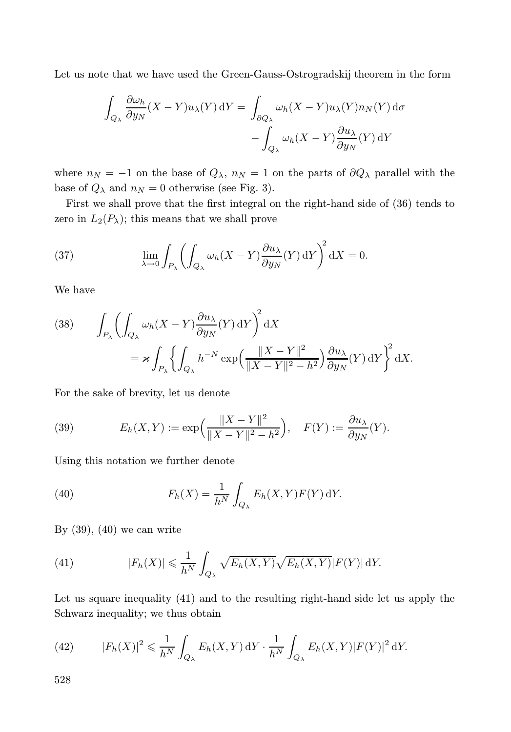Let us note that we have used the Green-Gauss-Ostrogradskij theorem in the form

$$\int_{Q_\lambda} \frac{\partial \omega_h}{\partial y_N}(X-Y)u_\lambda(Y)\,\mathrm{d}Y = \int_{\partial Q_\lambda} \omega_h(X-Y)u_\lambda(Y)n_N(Y)\,\mathrm{d}\sigma - \int_{Q_\lambda} \omega_h(X-Y)\frac{\partial u_\lambda}{\partial y_N}(Y)\,\mathrm{d}Y$$

where $n_N = -1$ on the base of $Q_\lambda$, $n_N = 1$ on the parts of $\partial Q_\lambda$ parallel with the base of $Q_\lambda$ and $n_N = 0$ otherwise (see Fig. 3).

First we shall prove that the first integral on the right-hand side of (36) tends to zero in $L_2(P_\lambda)$; this means that we shall prove

$$\lim_{\lambda\to 0} \int_{P_\lambda} \left( \int_{Q_\lambda} \omega_h(X-Y)\frac{\partial u_\lambda}{\partial y_N}(Y)\,\mathrm{d}Y \right)^2 \mathrm{d}X = 0. \tag{37}$$

We have

$$\int_{P_\lambda} \left( \int_{Q_\lambda} \omega_h(X-Y)\frac{\partial u_\lambda}{\partial y_N}(Y)\,\mathrm{d}Y \right)^2 \mathrm{d}X = \varkappa \int_{P_\lambda} \left\{ \int_{Q_\lambda} h^{-N} \exp\Big( \frac{\|X-Y\|^2}{\|X-Y\|^2 - h^2} \Big) \frac{\partial u_\lambda}{\partial y_N}(Y)\,\mathrm{d}Y \right\}^2 \mathrm{d}X. \tag{38}$$

For the sake of brevity, let us denote

$$E_h(X,Y) := \exp\Big( \frac{\|X-Y\|^2}{\|X-Y\|^2 - h^2} \Big), \quad F(Y) := \frac{\partial u_\lambda}{\partial y_N}(Y). \tag{39}$$

Using this notation we further denote

$$F_h(X) = \frac{1}{h^N} \int_{Q_\lambda} E_h(X,Y)F(Y)\,\mathrm{d}Y. \tag{40}$$

By (39), (40) we can write

$$|F_h(X)| \leqslant \frac{1}{h^N} \int_{Q_\lambda} \sqrt{E_h(X,Y)}\sqrt{E_h(X,Y)}|F(Y)|\,\mathrm{d}Y. \tag{41}$$

Let us square inequality (41) and to the resulting right-hand side let us apply the Schwarz inequality; we thus obtain

$$|F_h(X)|^2 \leqslant \frac{1}{h^N} \int_{Q_\lambda} E_h(X,Y)\,\mathrm{d}Y \cdot \frac{1}{h^N} \int_{Q_\lambda} E_h(X,Y)|F(Y)|^2\,\mathrm{d}Y. \tag{42}$$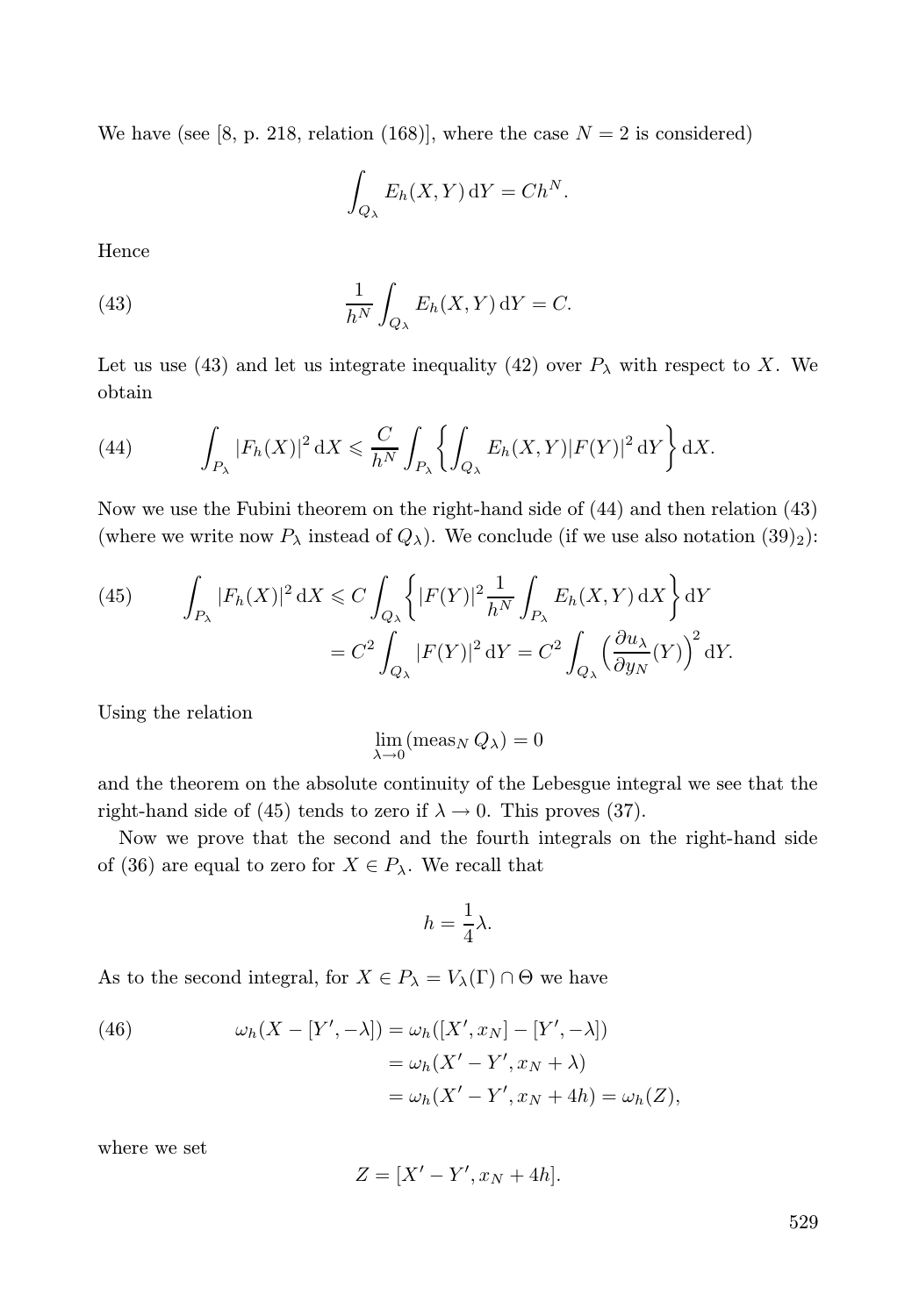We have (see [8, p. 218, relation (168)], where the case $N = 2$ is considered)

$$\int_{Q_\lambda} E_h(X, Y)\,\mathrm{d}Y = Ch^N.$$

Hence

$$\frac{1}{h^N}\int_{Q_\lambda} E_h(X, Y)\,\mathrm{d}Y = C. \tag{43}$$

Let us use (43) and let us integrate inequality (42) over $P_\lambda$ with respect to $X$. We obtain

$$\int_{P_\lambda} |F_h(X)|^2\,\mathrm{d}X \leqslant \frac{C}{h^N}\int_{P_\lambda}\left\{\int_{Q_\lambda} E_h(X, Y)|F(Y)|^2\,\mathrm{d}Y\right\}\mathrm{d}X. \tag{44}$$

Now we use the Fubini theorem on the right-hand side of (44) and then relation (43) (where we write now $P_\lambda$ instead of $Q_\lambda$). We conclude (if we use also notation $(39)_2$):

$$\begin{aligned}
\int_{P_\lambda} |F_h(X)|^2\,\mathrm{d}X &\leqslant C\int_{Q_\lambda}\left\{|F(Y)|^2\frac{1}{h^N}\int_{P_\lambda} E_h(X, Y)\,\mathrm{d}X\right\}\mathrm{d}Y \\
&= C^2\int_{Q_\lambda}|F(Y)|^2\,\mathrm{d}Y = C^2\int_{Q_\lambda}\Big(\frac{\partial u_\lambda}{\partial y_N}(Y)\Big)^2\,\mathrm{d}Y.
\end{aligned} \tag{45}$$

Using the relation

$$\lim_{\lambda\to 0}(\operatorname{meas}_N Q_\lambda) = 0$$

and the theorem on the absolute continuity of the Lebesgue integral we see that the right-hand side of (45) tends to zero if $\lambda \to 0$. This proves (37).

Now we prove that the second and the fourth integrals on the right-hand side of (36) are equal to zero for $X \in P_\lambda$. We recall that

$$h = \frac{1}{4}\lambda.$$

As to the second integral, for $X \in P_\lambda = V_\lambda(\Gamma) \cap \Theta$ we have

$$\begin{aligned}
\omega_h(X - [Y', -\lambda]) &= \omega_h([X', x_N] - [Y', -\lambda]) \\
&= \omega_h(X' - Y', x_N + \lambda) \\
&= \omega_h(X' - Y', x_N + 4h) = \omega_h(Z),
\end{aligned} \tag{46}$$

where we set

$$Z = [X' - Y', x_N + 4h].$$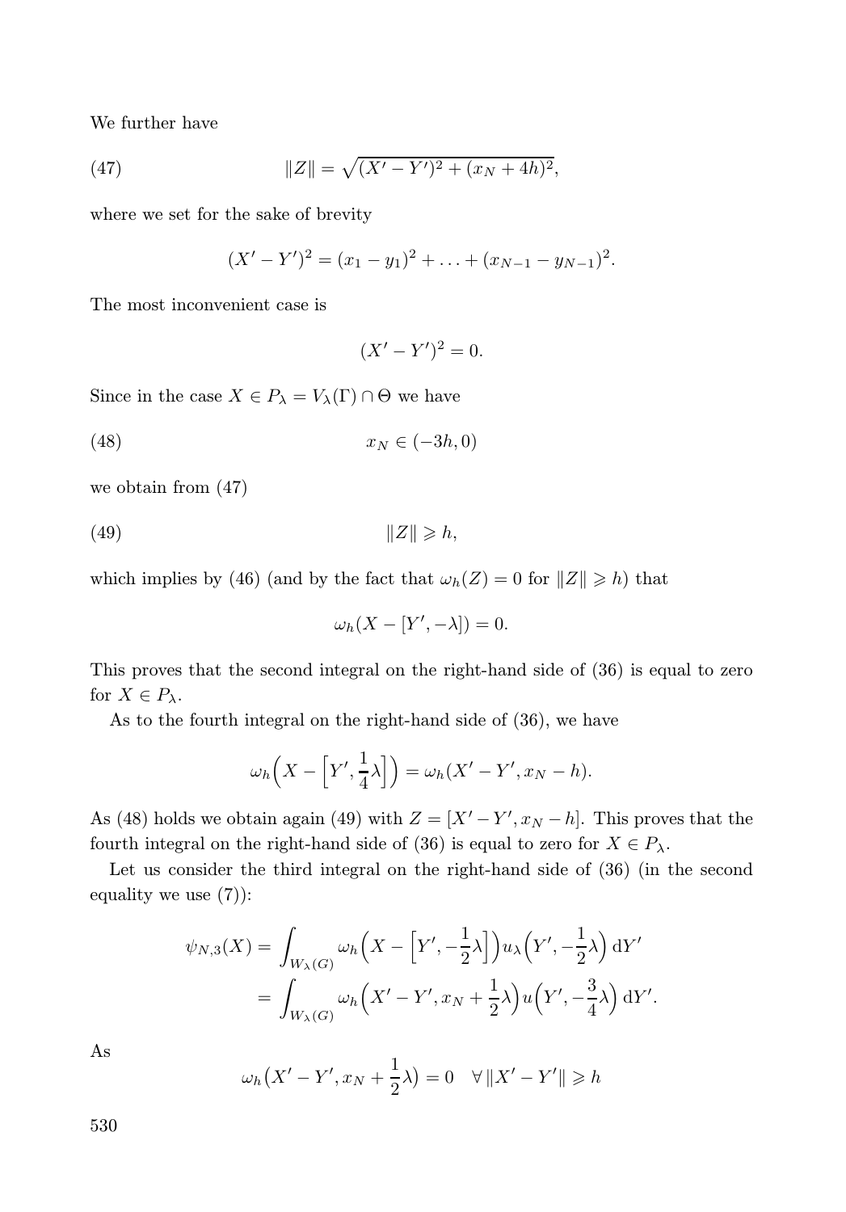We further have

$$\|Z\| = \sqrt{(X' - Y')^2 + (x_N + 4h)^2}, \tag{47}$$

where we set for the sake of brevity

$$(X' - Y')^2 = (x_1 - y_1)^2 + \ldots + (x_{N-1} - y_{N-1})^2.$$

The most inconvenient case is

$$(X' - Y')^2 = 0.$$

Since in the case $X \in P_\lambda = V_\lambda(\Gamma) \cap \Theta$ we have

$$x_N \in (-3h, 0) \tag{48}$$

we obtain from (47)

$$\|Z\| \geqslant h, \tag{49}$$

which implies by (46) (and by the fact that $\omega_h(Z) = 0$ for $\|Z\| \geqslant h$) that

$$\omega_h(X - [Y', -\lambda]) = 0.$$

This proves that the second integral on the right-hand side of (36) is equal to zero for $X \in P_\lambda$.

As to the fourth integral on the right-hand side of (36), we have

$$\omega_h\Big(X - \Big[Y', \frac{1}{4}\lambda\Big]\Big) = \omega_h(X' - Y', x_N - h).$$

As (48) holds we obtain again (49) with $Z = [X' - Y', x_N - h]$. This proves that the fourth integral on the right-hand side of (36) is equal to zero for $X \in P_\lambda$.

Let us consider the third integral on the right-hand side of (36) (in the second equality we use (7)):

$$\begin{aligned}
\psi_{N,3}(X) &= \int_{W_\lambda(G)} \omega_h\Big(X - \Big[Y', -\frac{1}{2}\lambda\Big]\Big) u_\lambda\Big(Y', -\frac{1}{2}\lambda\Big)\,\mathrm{d}Y' \\
&= \int_{W_\lambda(G)} \omega_h\Big(X' - Y', x_N + \frac{1}{2}\lambda\Big) u\Big(Y', -\frac{3}{4}\lambda\Big)\,\mathrm{d}Y'.
\end{aligned}$$

As

$$\omega_h\big(X' - Y', x_N + \frac{1}{2}\lambda\big) = 0 \quad \forall\, \|X' - Y'\| \geqslant h$$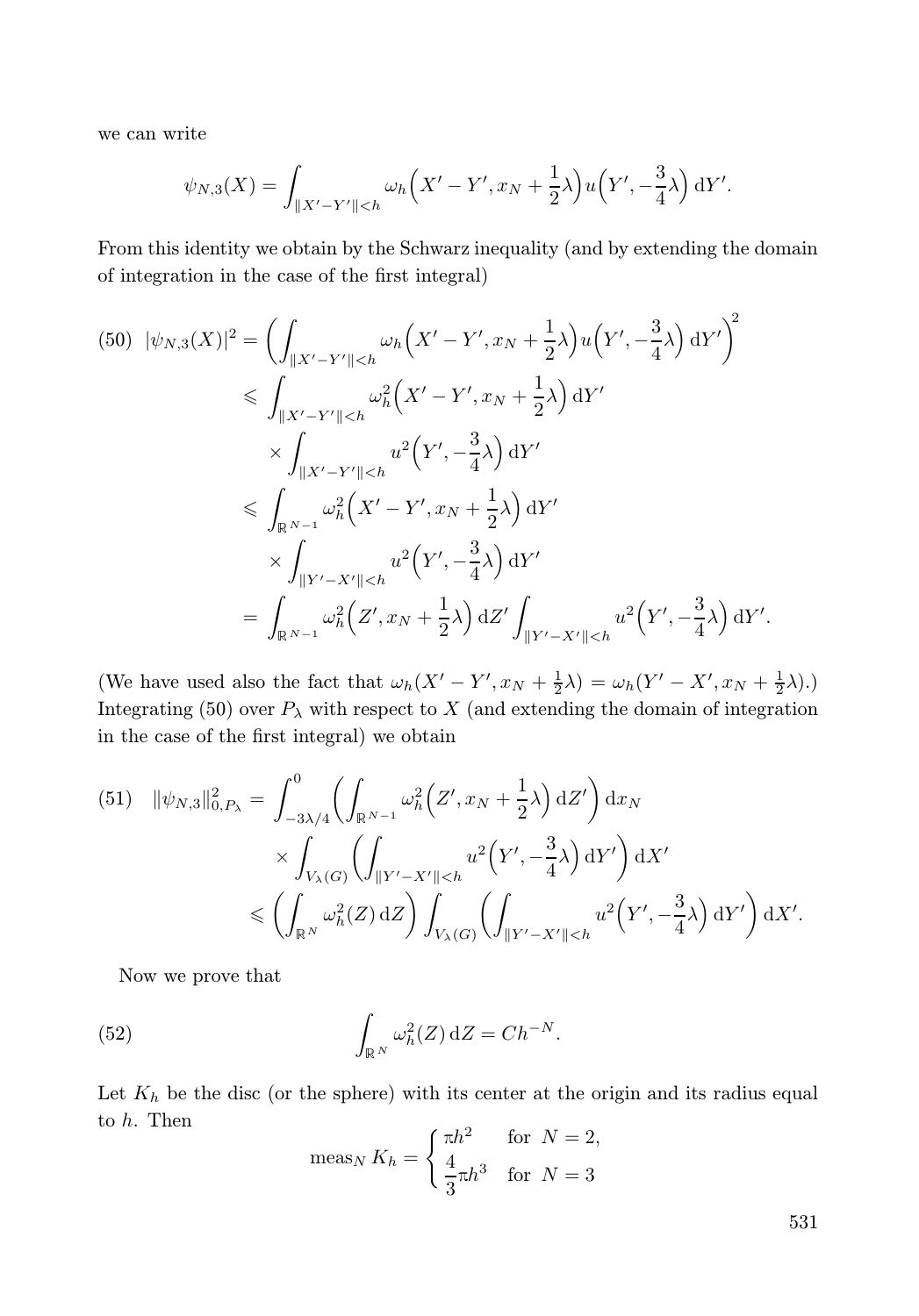we can write

$$\psi_{N,3}(X) = \int_{\|X'-Y'\|<h} \omega_h\Big(X'-Y', x_N + \frac{1}{2}\lambda\Big) u\Big(Y', -\frac{3}{4}\lambda\Big)\,\mathrm{d}Y'.$$

From this identity we obtain by the Schwarz inequality (and by extending the domain of integration in the case of the first integral)

$$\begin{aligned}
(50)\quad |\psi_{N,3}(X)|^2 &= \bigg(\int_{\|X'-Y'\|<h} \omega_h\Big(X'-Y', x_N + \frac{1}{2}\lambda\Big) u\Big(Y', -\frac{3}{4}\lambda\Big)\,\mathrm{d}Y'\bigg)^2 \\
&\leqslant \int_{\|X'-Y'\|<h} \omega_h^2\Big(X'-Y', x_N + \frac{1}{2}\lambda\Big)\,\mathrm{d}Y' \\
&\quad\times \int_{\|X'-Y'\|<h} u^2\Big(Y', -\frac{3}{4}\lambda\Big)\,\mathrm{d}Y' \\
&\leqslant \int_{\mathbb{R}^{N-1}} \omega_h^2\Big(X'-Y', x_N + \frac{1}{2}\lambda\Big)\,\mathrm{d}Y' \\
&\quad\times \int_{\|Y'-X'\|<h} u^2\Big(Y', -\frac{3}{4}\lambda\Big)\,\mathrm{d}Y' \\
&= \int_{\mathbb{R}^{N-1}} \omega_h^2\Big(Z', x_N + \frac{1}{2}\lambda\Big)\,\mathrm{d}Z' \int_{\|Y'-X'\|<h} u^2\Big(Y', -\frac{3}{4}\lambda\Big)\,\mathrm{d}Y'.
\end{aligned}$$

(We have used also the fact that $\omega_h(X'-Y', x_N+\frac{1}{2}\lambda) = \omega_h(Y'-X', x_N+\frac{1}{2}\lambda)$.) Integrating (50) over $P_\lambda$ with respect to $X$ (and extending the domain of integration in the case of the first integral) we obtain

$$\begin{aligned}
(51)\quad \|\psi_{N,3}\|^2_{0,P_\lambda} &= \int_{-3\lambda/4}^{0} \bigg(\int_{\mathbb{R}^{N-1}} \omega_h^2\Big(Z', x_N + \frac{1}{2}\lambda\Big)\,\mathrm{d}Z'\bigg)\,\mathrm{d}x_N \\
&\quad\times \int_{V_\lambda(G)} \bigg(\int_{\|Y'-X'\|<h} u^2\Big(Y', -\frac{3}{4}\lambda\Big)\,\mathrm{d}Y'\bigg)\,\mathrm{d}X' \\
&\leqslant \bigg(\int_{\mathbb{R}^N} \omega_h^2(Z)\,\mathrm{d}Z\bigg) \int_{V_\lambda(G)} \bigg(\int_{\|Y'-X'\|<h} u^2\Big(Y', -\frac{3}{4}\lambda\Big)\,\mathrm{d}Y'\bigg)\,\mathrm{d}X'.
\end{aligned}$$

Now we prove that

$$(52)\qquad \int_{\mathbb{R}^N} \omega_h^2(Z)\,\mathrm{d}Z = Ch^{-N}.$$

Let $K_h$ be the disc (or the sphere) with its center at the origin and its radius equal to $h$. Then

$$\operatorname{meas}_N K_h = \begin{cases} \pi h^2 & \text{for } N=2, \\ \dfrac{4}{3}\pi h^3 & \text{for } N=3 \end{cases}$$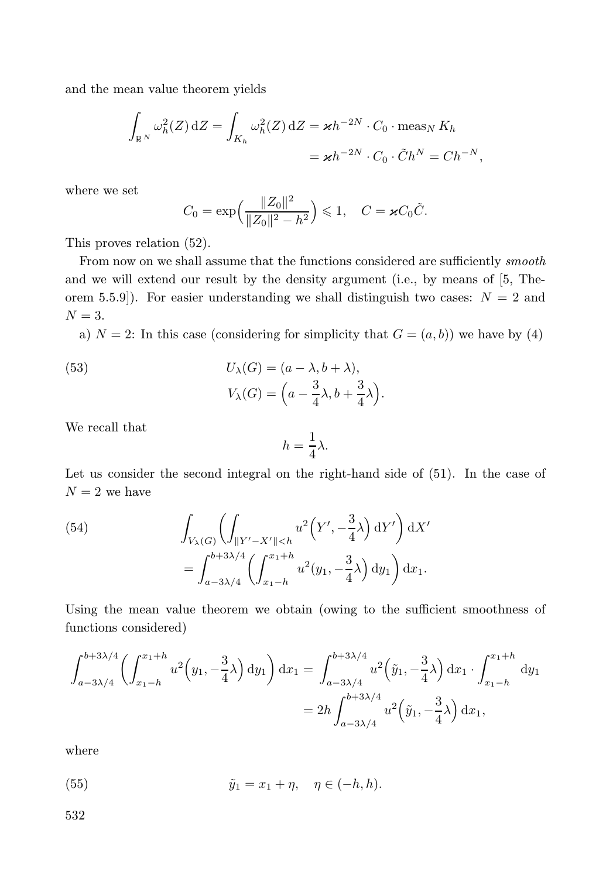and the mean value theorem yields

$$\int_{\mathbb{R}^N} \omega_h^2(Z)\,\mathrm{d}Z = \int_{K_h} \omega_h^2(Z)\,\mathrm{d}Z = \varkappa h^{-2N} \cdot C_0 \cdot \operatorname{meas}_N K_h$$
$$= \varkappa h^{-2N} \cdot C_0 \cdot \tilde{C} h^N = C h^{-N},$$

where we set

$$C_0 = \exp\Bigl(\frac{\|Z_0\|^2}{\|Z_0\|^2 - h^2}\Bigr) \leqslant 1, \quad C = \varkappa C_0 \tilde{C}.$$

This proves relation (52).

From now on we shall assume that the functions considered are sufficiently *smooth* and we will extend our result by the density argument (i.e., by means of [5, Theorem 5.5.9]). For easier understanding we shall distinguish two cases: $N = 2$ and $N = 3$.

a) $N = 2$: In this case (considering for simplicity that $G = (a, b)$) we have by (4)

$$U_\lambda(G) = (a - \lambda, b + \lambda), \tag{53}$$
$$V_\lambda(G) = \Bigl(a - \frac{3}{4}\lambda, b + \frac{3}{4}\lambda\Bigr).$$

We recall that

$$h = \frac{1}{4}\lambda.$$

Let us consider the second integral on the right-hand side of (51). In the case of $N = 2$ we have

$$\int_{V_\lambda(G)} \Bigl(\int_{\|Y' - X'\| < h} u^2\Bigl(Y', -\frac{3}{4}\lambda\Bigr)\,\mathrm{d}Y'\Bigr)\,\mathrm{d}X' \tag{54}$$
$$= \int_{a - 3\lambda/4}^{b + 3\lambda/4} \Bigl(\int_{x_1 - h}^{x_1 + h} u^2\Bigl(y_1, -\frac{3}{4}\lambda\Bigr)\,\mathrm{d}y_1\Bigr)\,\mathrm{d}x_1.$$

Using the mean value theorem we obtain (owing to the sufficient smoothness of functions considered)

$$\int_{a - 3\lambda/4}^{b + 3\lambda/4} \Bigl(\int_{x_1 - h}^{x_1 + h} u^2\Bigl(y_1, -\frac{3}{4}\lambda\Bigr)\,\mathrm{d}y_1\Bigr)\,\mathrm{d}x_1 = \int_{a - 3\lambda/4}^{b + 3\lambda/4} u^2\Bigl(\tilde{y}_1, -\frac{3}{4}\lambda\Bigr)\,\mathrm{d}x_1 \cdot \int_{x_1 - h}^{x_1 + h} \mathrm{d}y_1$$
$$= 2h \int_{a - 3\lambda/4}^{b + 3\lambda/4} u^2\Bigl(\tilde{y}_1, -\frac{3}{4}\lambda\Bigr)\,\mathrm{d}x_1,$$

where

$$\tilde{y}_1 = x_1 + \eta, \quad \eta \in (-h, h). \tag{55}$$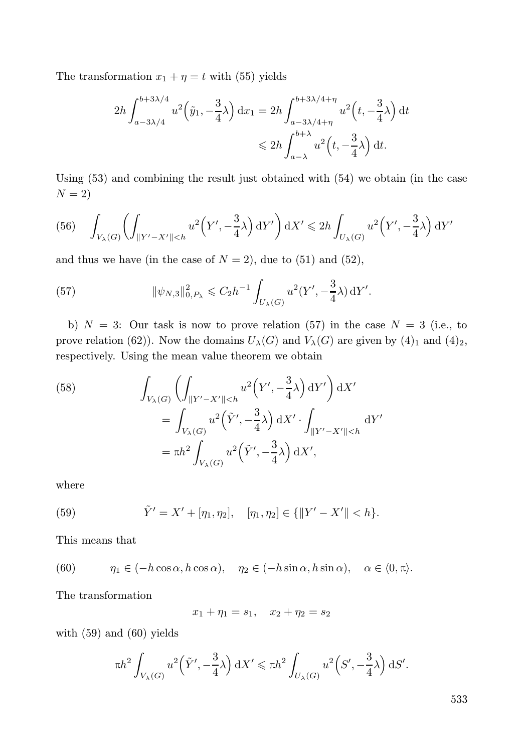The transformation $x_1 + \eta = t$ with (55) yields

$$2h \int_{a-3\lambda/4}^{b+3\lambda/4} u^2\Big(\tilde{y}_1, -\frac{3}{4}\lambda\Big)\,\mathrm{d}x_1 = 2h \int_{a-3\lambda/4+\eta}^{b+3\lambda/4+\eta} u^2\Big(t, -\frac{3}{4}\lambda\Big)\,\mathrm{d}t$$
$$\leqslant 2h \int_{a-\lambda}^{b+\lambda} u^2\Big(t, -\frac{3}{4}\lambda\Big)\,\mathrm{d}t.$$

Using (53) and combining the result just obtained with (54) we obtain (in the case $N = 2$)

$$\int_{V_\lambda(G)} \left( \int_{\|Y'-X'\|<h} u^2\Big(Y', -\frac{3}{4}\lambda\Big)\,\mathrm{d}Y' \right) \mathrm{d}X' \leqslant 2h \int_{U_\lambda(G)} u^2\Big(Y', -\frac{3}{4}\lambda\Big)\,\mathrm{d}Y' \tag{56}$$

and thus we have (in the case of $N = 2$), due to (51) and (52),

$$\|\psi_{N,3}\|^2_{0,P_\lambda} \leqslant C_2 h^{-1} \int_{U_\lambda(G)} u^2(Y', -\frac{3}{4}\lambda)\,\mathrm{d}Y'. \tag{57}$$

b) $N = 3$: Our task is now to prove relation (57) in the case $N = 3$ (i.e., to prove relation (62)). Now the domains $U_\lambda(G)$ and $V_\lambda(G)$ are given by $(4)_1$ and $(4)_2$, respectively. Using the mean value theorem we obtain

$$\begin{aligned} &\int_{V_\lambda(G)} \left( \int_{\|Y'-X'\|<h} u^2\Big(Y', -\frac{3}{4}\lambda\Big)\,\mathrm{d}Y' \right) \mathrm{d}X' \\ &\quad = \int_{V_\lambda(G)} u^2\Big(\tilde{Y}', -\frac{3}{4}\lambda\Big)\,\mathrm{d}X' \cdot \int_{\|Y'-X'\|<h} \mathrm{d}Y' \\ &\quad = \pi h^2 \int_{V_\lambda(G)} u^2\Big(\tilde{Y}', -\frac{3}{4}\lambda\Big)\,\mathrm{d}X', \end{aligned} \tag{58}$$

where

$$\tilde{Y}' = X' + [\eta_1, \eta_2], \quad [\eta_1, \eta_2] \in \{\|Y' - X'\| < h\}. \tag{59}$$

This means that

$$\eta_1 \in (-h\cos\alpha, h\cos\alpha), \quad \eta_2 \in (-h\sin\alpha, h\sin\alpha), \quad \alpha \in \langle 0, \pi\rangle. \tag{60}$$

The transformation

$$x_1 + \eta_1 = s_1, \quad x_2 + \eta_2 = s_2$$

with (59) and (60) yields

$$\pi h^2 \int_{V_\lambda(G)} u^2\Big(\tilde{Y}', -\frac{3}{4}\lambda\Big)\,\mathrm{d}X' \leqslant \pi h^2 \int_{U_\lambda(G)} u^2\Big(S', -\frac{3}{4}\lambda\Big)\,\mathrm{d}S'.$$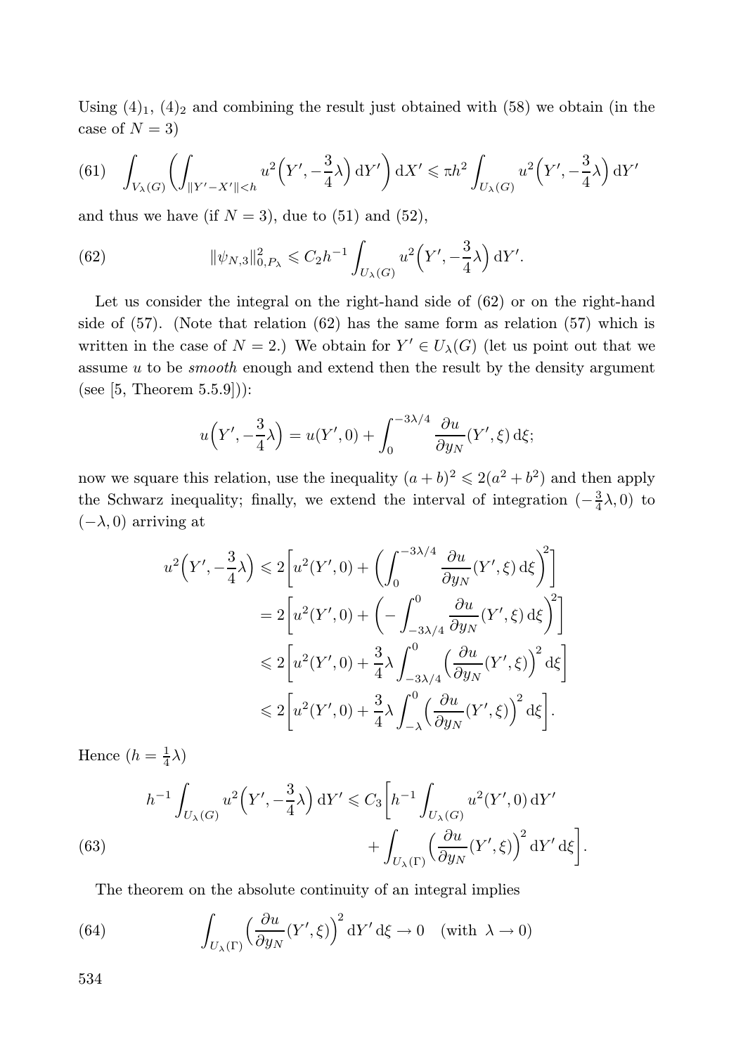Using $(4)_1$, $(4)_2$ and combining the result just obtained with (58) we obtain (in the case of $N = 3$)

$$\int_{V_\lambda(G)} \Bigl( \int_{\|Y'-X'\|<h} u^2\Bigl(Y', -\frac{3}{4}\lambda\Bigr)\,\mathrm{d}Y' \Bigr)\,\mathrm{d}X' \leqslant \pi h^2 \int_{U_\lambda(G)} u^2\Bigl(Y', -\frac{3}{4}\lambda\Bigr)\,\mathrm{d}Y' \tag{61}$$

and thus we have (if $N = 3$), due to (51) and (52),

$$\|\psi_{N,3}\|^2_{0,P_\lambda} \leqslant C_2 h^{-1} \int_{U_\lambda(G)} u^2\Bigl(Y', -\frac{3}{4}\lambda\Bigr)\,\mathrm{d}Y'. \tag{62}$$

Let us consider the integral on the right-hand side of (62) or on the right-hand side of (57). (Note that relation (62) has the same form as relation (57) which is written in the case of $N = 2$.) We obtain for $Y' \in U_\lambda(G)$ (let us point out that we assume $u$ to be *smooth* enough and extend then the result by the density argument (see [5, Theorem 5.5.9])):

$$u\Bigl(Y', -\frac{3}{4}\lambda\Bigr) = u(Y', 0) + \int_0^{-3\lambda/4} \frac{\partial u}{\partial y_N}(Y', \xi)\,\mathrm{d}\xi;$$

now we square this relation, use the inequality $(a+b)^2 \leqslant 2(a^2+b^2)$ and then apply the Schwarz inequality; finally, we extend the interval of integration $(-\frac{3}{4}\lambda, 0)$ to $(-\lambda, 0)$ arriving at

$$\begin{aligned}
u^2\Bigl(Y', -\frac{3}{4}\lambda\Bigr) &\leqslant 2\Bigl[u^2(Y', 0) + \Bigl(\int_0^{-3\lambda/4} \frac{\partial u}{\partial y_N}(Y', \xi)\,\mathrm{d}\xi\Bigr)^2\Bigr] \\
&= 2\Bigl[u^2(Y', 0) + \Bigl(-\int_{-3\lambda/4}^{0} \frac{\partial u}{\partial y_N}(Y', \xi)\,\mathrm{d}\xi\Bigr)^2\Bigr] \\
&\leqslant 2\Bigl[u^2(Y', 0) + \frac{3}{4}\lambda \int_{-3\lambda/4}^{0} \Bigl(\frac{\partial u}{\partial y_N}(Y', \xi)\Bigr)^2\,\mathrm{d}\xi\Bigr] \\
&\leqslant 2\Bigl[u^2(Y', 0) + \frac{3}{4}\lambda \int_{-\lambda}^{0} \Bigl(\frac{\partial u}{\partial y_N}(Y', \xi)\Bigr)^2\,\mathrm{d}\xi\Bigr].
\end{aligned}$$

Hence ($h = \frac{1}{4}\lambda$)

$$\begin{aligned}
h^{-1} \int_{U_\lambda(G)} u^2\Bigl(Y', -\frac{3}{4}\lambda\Bigr)\,\mathrm{d}Y' \leqslant C_3 \Bigl[ & h^{-1} \int_{U_\lambda(G)} u^2(Y', 0)\,\mathrm{d}Y' \\
& + \int_{U_\lambda(\Gamma)} \Bigl(\frac{\partial u}{\partial y_N}(Y', \xi)\Bigr)^2\,\mathrm{d}Y'\,\mathrm{d}\xi\Bigr].
\end{aligned} \tag{63}$$

The theorem on the absolute continuity of an integral implies

$$\int_{U_\lambda(\Gamma)} \Bigl(\frac{\partial u}{\partial y_N}(Y', \xi)\Bigr)^2\,\mathrm{d}Y'\,\mathrm{d}\xi \to 0 \quad (\text{with } \lambda \to 0) \tag{64}$$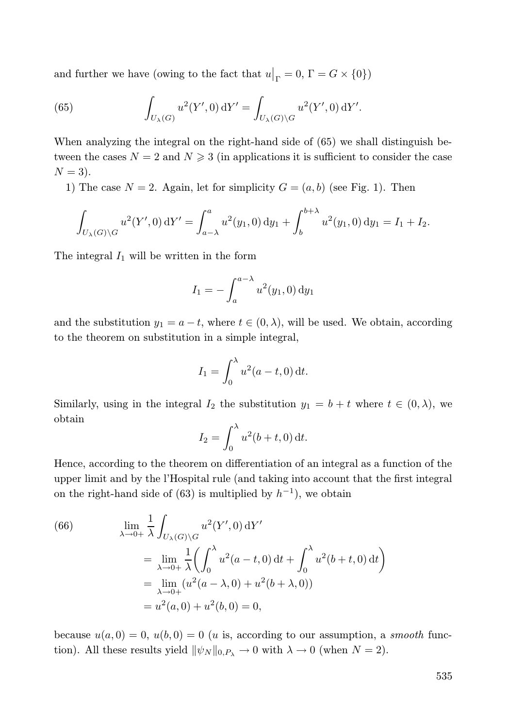and further we have (owing to the fact that $u\big|_\Gamma = 0$, $\Gamma = G \times \{0\}$)

$$\int_{U_\lambda(G)} u^2(Y', 0)\,\mathrm{d}Y' = \int_{U_\lambda(G)\setminus G} u^2(Y', 0)\,\mathrm{d}Y'. \tag{65}$$

When analyzing the integral on the right-hand side of (65) we shall distinguish between the cases $N = 2$ and $N \geqslant 3$ (in applications it is sufficient to consider the case $N = 3$).

1) The case $N = 2$. Again, let for simplicity $G = (a, b)$ (see Fig. 1). Then

$$\int_{U_\lambda(G)\setminus G} u^2(Y', 0)\,\mathrm{d}Y' = \int_{a-\lambda}^{a} u^2(y_1, 0)\,\mathrm{d}y_1 + \int_{b}^{b+\lambda} u^2(y_1, 0)\,\mathrm{d}y_1 = I_1 + I_2.$$

The integral $I_1$ will be written in the form

$$I_1 = -\int_{a}^{a-\lambda} u^2(y_1, 0)\,\mathrm{d}y_1$$

and the substitution $y_1 = a - t$, where $t \in (0, \lambda)$, will be used. We obtain, according to the theorem on substitution in a simple integral,

$$I_1 = \int_0^\lambda u^2(a - t, 0)\,\mathrm{d}t.$$

Similarly, using in the integral $I_2$ the substitution $y_1 = b + t$ where $t \in (0, \lambda)$, we obtain

$$I_2 = \int_0^\lambda u^2(b + t, 0)\,\mathrm{d}t.$$

Hence, according to the theorem on differentiation of an integral as a function of the upper limit and by the l'Hospital rule (and taking into account that the first integral on the right-hand side of (63) is multiplied by $h^{-1}$), we obtain

$$\begin{aligned} &\lim_{\lambda \to 0+} \frac{1}{\lambda} \int_{U_\lambda(G)\setminus G} u^2(Y', 0)\,\mathrm{d}Y' \\ &\quad= \lim_{\lambda \to 0+} \frac{1}{\lambda}\Big(\int_0^\lambda u^2(a - t, 0)\,\mathrm{d}t + \int_0^\lambda u^2(b + t, 0)\,\mathrm{d}t\Big) \\ &\quad= \lim_{\lambda \to 0+} (u^2(a - \lambda, 0) + u^2(b + \lambda, 0)) \\ &\quad= u^2(a, 0) + u^2(b, 0) = 0, \end{aligned} \tag{66}$$

because $u(a, 0) = 0$, $u(b, 0) = 0$ ($u$ is, according to our assumption, a *smooth* function). All these results yield $\|\psi_N\|_{0,P_\lambda} \to 0$ with $\lambda \to 0$ (when $N = 2$).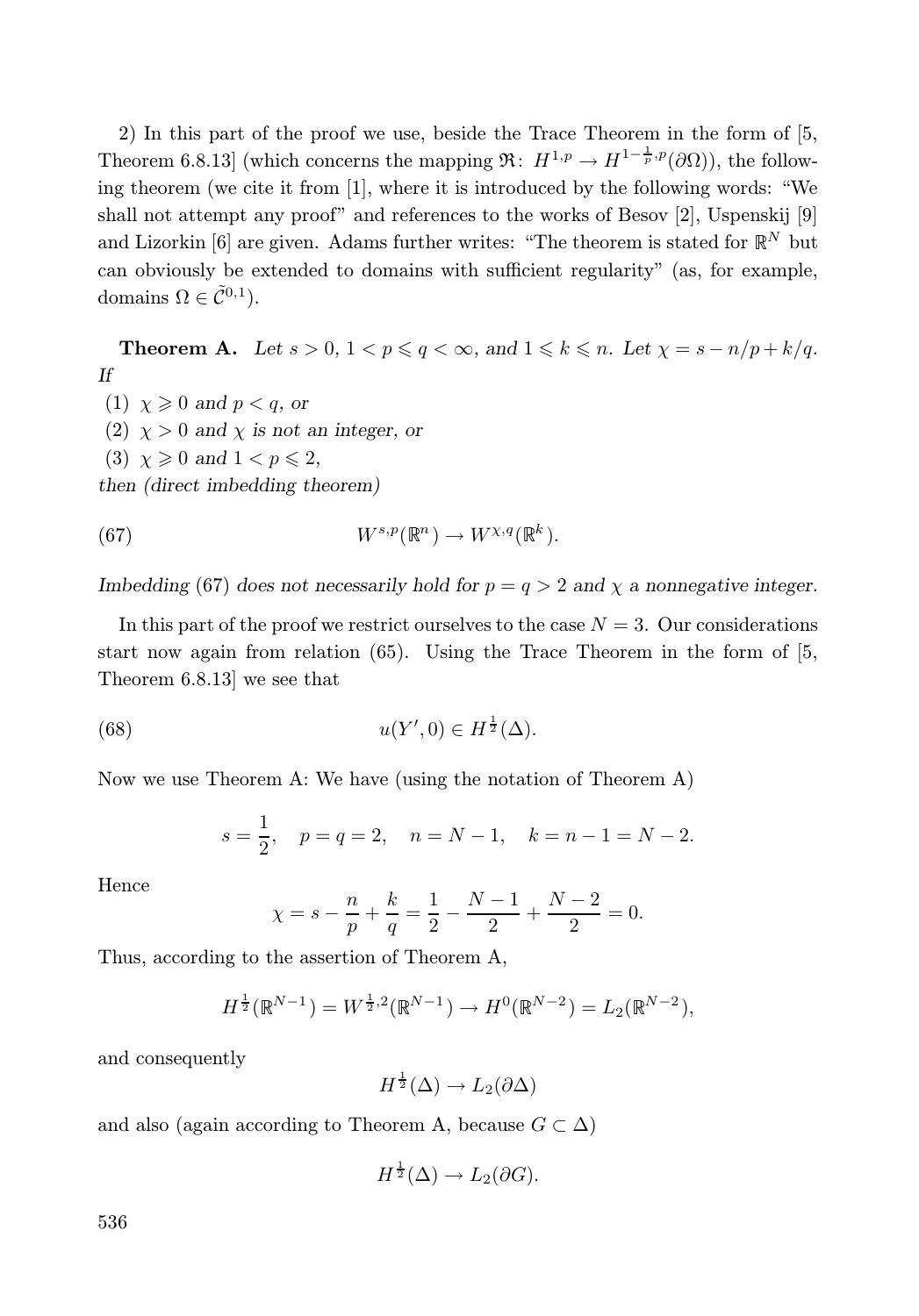2) In this part of the proof we use, beside the Trace Theorem in the form of [5, Theorem 6.8.13] (which concerns the mapping $\mathfrak{R}\colon H^{1,p} \to H^{1-\frac{1}{p},p}(\partial\Omega)$), the following theorem (we cite it from [1], where it is introduced by the following words: "We shall not attempt any proof" and references to the works of Besov [2], Uspenskij [9] and Lizorkin [6] are given. Adams further writes: "The theorem is stated for $\mathbb{R}^N$ but can obviously be extended to domains with sufficient regularity" (as, for example, domains $\Omega \in \tilde{\mathcal{C}}^{0,1}$).

**Theorem A.** *Let $s > 0$, $1 < p \leqslant q < \infty$, and $1 \leqslant k \leqslant n$. Let $\chi = s - n/p + k/q$. If*

(1) *$\chi \geqslant 0$ and $p < q$, or*
(2) *$\chi > 0$ and $\chi$ is not an integer, or*
(3) *$\chi \geqslant 0$ and $1 < p \leqslant 2$,*

*then (direct imbedding theorem)*

$$W^{s,p}(\mathbb{R}^n) \to W^{\chi,q}(\mathbb{R}^k). \tag{67}$$

*Imbedding (67) does not necessarily hold for $p = q > 2$ and $\chi$ a nonnegative integer.*

In this part of the proof we restrict ourselves to the case $N = 3$. Our considerations start now again from relation (65). Using the Trace Theorem in the form of [5, Theorem 6.8.13] we see that

$$u(Y', 0) \in H^{\frac{1}{2}}(\Delta). \tag{68}$$

Now we use Theorem A: We have (using the notation of Theorem A)

$$s = \frac{1}{2}, \quad p = q = 2, \quad n = N - 1, \quad k = n - 1 = N - 2.$$

Hence

$$\chi = s - \frac{n}{p} + \frac{k}{q} = \frac{1}{2} - \frac{N-1}{2} + \frac{N-2}{2} = 0.$$

Thus, according to the assertion of Theorem A,

$$H^{\frac{1}{2}}(\mathbb{R}^{N-1}) = W^{\frac{1}{2},2}(\mathbb{R}^{N-1}) \to H^0(\mathbb{R}^{N-2}) = L_2(\mathbb{R}^{N-2}),$$

and consequently

$$H^{\frac{1}{2}}(\Delta) \to L_2(\partial\Delta)$$

and also (again according to Theorem A, because $G \subset \Delta$)

$$H^{\frac{1}{2}}(\Delta) \to L_2(\partial G).$$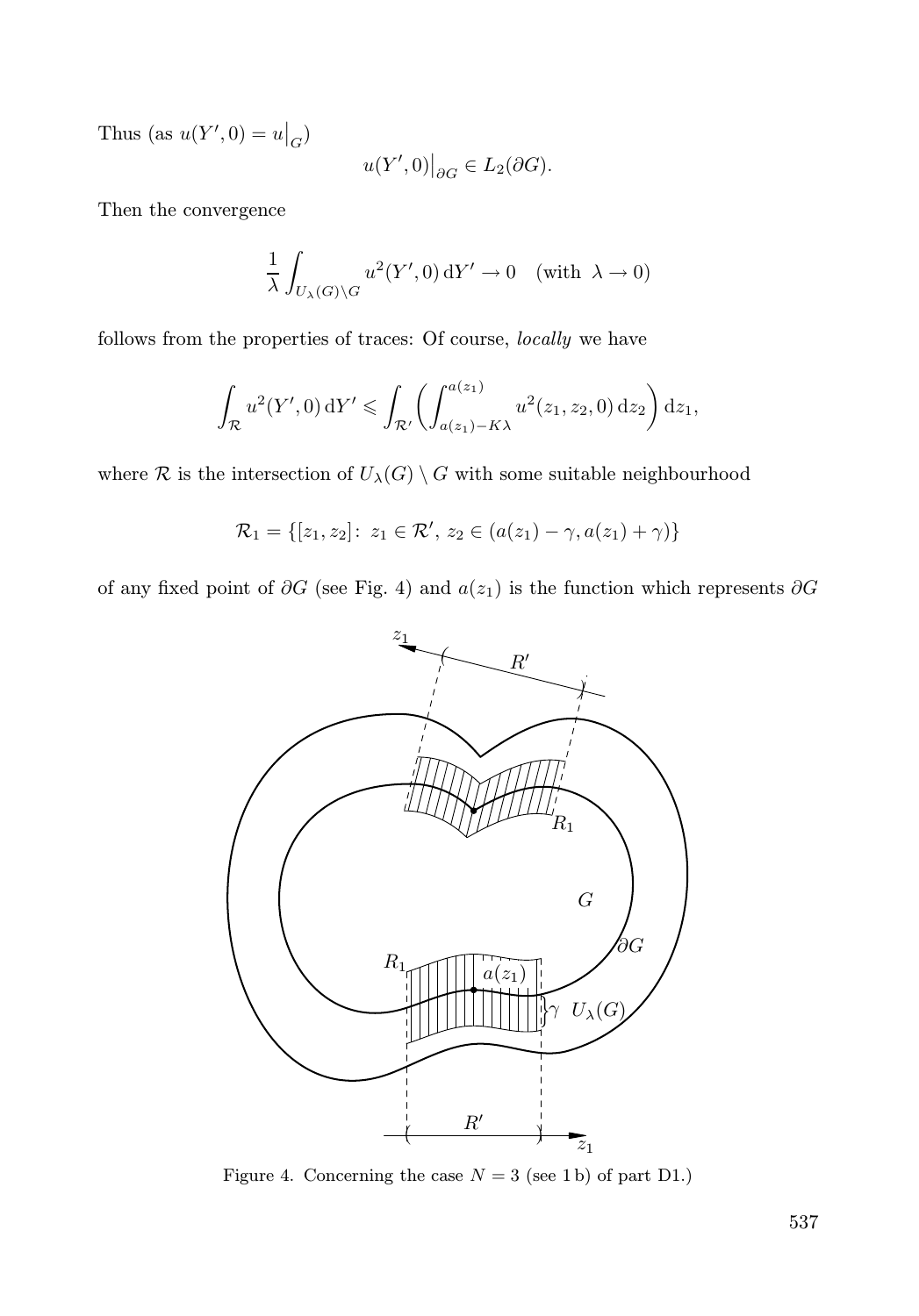Thus (as $u(Y',0) = u\big|_G$)

$$u(Y',0)\big|_{\partial G} \in L_2(\partial G).$$

Then the convergence

$$\frac{1}{\lambda}\int_{U_\lambda(G)\setminus G} u^2(Y',0)\,\mathrm{d}Y' \to 0 \quad (\text{with } \lambda \to 0)$$

follows from the properties of traces: Of course, *locally* we have

$$\int_{\mathcal{R}} u^2(Y',0)\,\mathrm{d}Y' \leqslant \int_{\mathcal{R}'}\left(\int_{a(z_1)-K\lambda}^{a(z_1)} u^2(z_1,z_2,0)\,\mathrm{d}z_2\right)\mathrm{d}z_1,$$

where $\mathcal{R}$ is the intersection of $U_\lambda(G)\setminus G$ with some suitable neighbourhood

$$\mathcal{R}_1 = \{[z_1,z_2]\colon\ z_1 \in \mathcal{R}',\ z_2 \in (a(z_1)-\gamma, a(z_1)+\gamma)\}$$

of any fixed point of $\partial G$ (see Fig. 4) and $a(z_1)$ is the function which represents $\partial G$

Figure 4. Concerning the case $N = 3$ (see 1 b) of part D1.)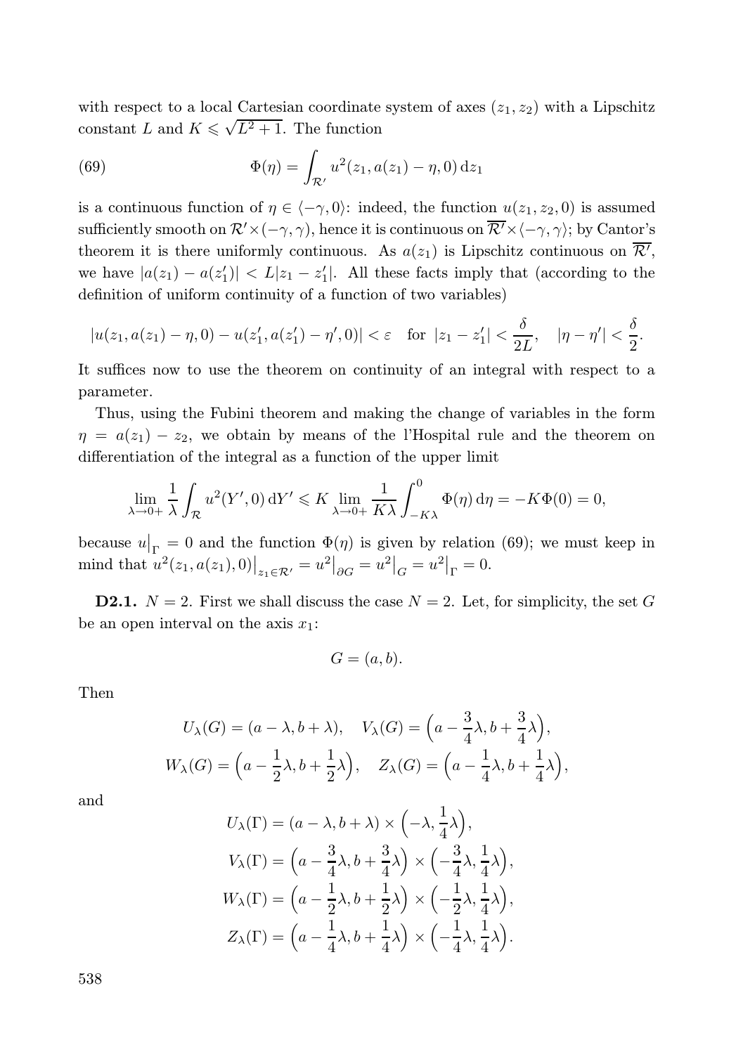with respect to a local Cartesian coordinate system of axes $(z_1, z_2)$ with a Lipschitz constant $L$ and $K \leqslant \sqrt{L^2+1}$. The function

$$\Phi(\eta) = \int_{\mathcal{R}'} u^2(z_1, a(z_1) - \eta, 0)\,\mathrm{d}z_1 \tag{69}$$

is a continuous function of $\eta \in \langle -\gamma, 0\rangle$: indeed, the function $u(z_1, z_2, 0)$ is assumed sufficiently smooth on $\mathcal{R}' \times (-\gamma, \gamma)$, hence it is continuous on $\overline{\mathcal{R}'} \times \langle -\gamma, \gamma\rangle$; by Cantor's theorem it is there uniformly continuous. As $a(z_1)$ is Lipschitz continuous on $\overline{\mathcal{R}'}$, we have $|a(z_1) - a(z_1')| < L|z_1 - z_1'|$. All these facts imply that (according to the definition of uniform continuity of a function of two variables)

$$|u(z_1, a(z_1) - \eta, 0) - u(z_1', a(z_1') - \eta', 0)| < \varepsilon \quad \text{for } |z_1 - z_1'| < \frac{\delta}{2L}, \quad |\eta - \eta'| < \frac{\delta}{2}.$$

It suffices now to use the theorem on continuity of an integral with respect to a parameter.

Thus, using the Fubini theorem and making the change of variables in the form $\eta = a(z_1) - z_2$, we obtain by means of the l'Hospital rule and the theorem on differentiation of the integral as a function of the upper limit

$$\lim_{\lambda \to 0+} \frac{1}{\lambda} \int_{\mathcal{R}} u^2(Y', 0)\,\mathrm{d}Y' \leqslant K \lim_{\lambda \to 0+} \frac{1}{K\lambda} \int_{-K\lambda}^{0} \Phi(\eta)\,\mathrm{d}\eta = -K\Phi(0) = 0,$$

because $u\big|_{\Gamma} = 0$ and the function $\Phi(\eta)$ is given by relation (69); we must keep in mind that $u^2(z_1, a(z_1), 0)\big|_{z_1 \in \mathcal{R}'} = u^2\big|_{\partial G} = u^2\big|_{G} = u^2\big|_{\Gamma} = 0$.

**D2.1.** $N = 2$. First we shall discuss the case $N = 2$. Let, for simplicity, the set $G$ be an open interval on the axis $x_1$:

$$G = (a, b).$$

Then

$$U_\lambda(G) = (a - \lambda, b + \lambda), \quad V_\lambda(G) = \Big(a - \frac{3}{4}\lambda, b + \frac{3}{4}\lambda\Big),$$
$$W_\lambda(G) = \Big(a - \frac{1}{2}\lambda, b + \frac{1}{2}\lambda\Big), \quad Z_\lambda(G) = \Big(a - \frac{1}{4}\lambda, b + \frac{1}{4}\lambda\Big),$$

and

$$U_\lambda(\Gamma) = (a - \lambda, b + \lambda) \times \Big(-\lambda, \frac{1}{4}\lambda\Big),$$
$$V_\lambda(\Gamma) = \Big(a - \frac{3}{4}\lambda, b + \frac{3}{4}\lambda\Big) \times \Big(-\frac{3}{4}\lambda, \frac{1}{4}\lambda\Big),$$
$$W_\lambda(\Gamma) = \Big(a - \frac{1}{2}\lambda, b + \frac{1}{2}\lambda\Big) \times \Big(-\frac{1}{2}\lambda, \frac{1}{4}\lambda\Big),$$
$$Z_\lambda(\Gamma) = \Big(a - \frac{1}{4}\lambda, b + \frac{1}{4}\lambda\Big) \times \Big(-\frac{1}{4}\lambda, \frac{1}{4}\lambda\Big).$$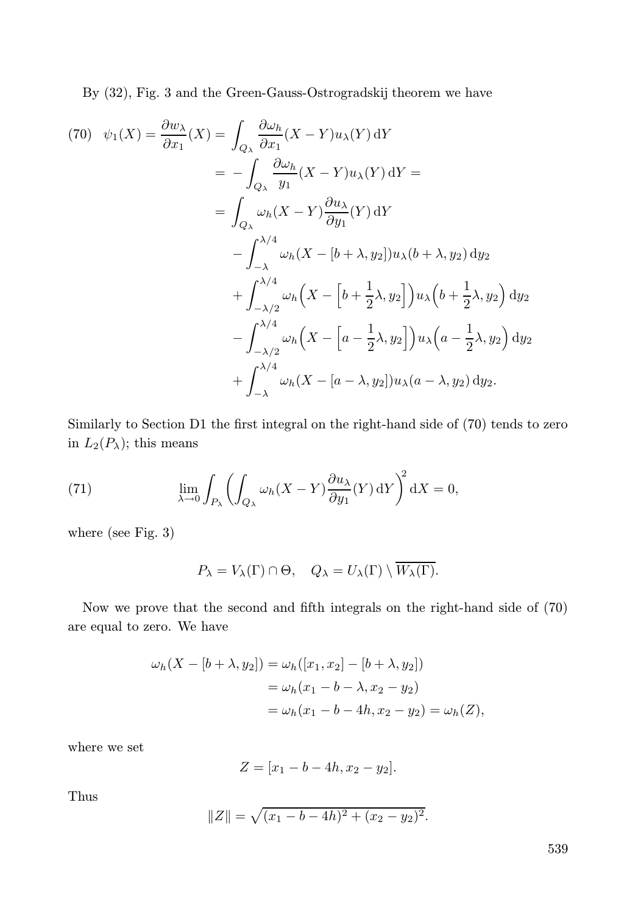By (32), Fig. 3 and the Green-Gauss-Ostrogradskij theorem we have

$$
\begin{aligned}
(70)\quad \psi_1(X) = \frac{\partial w_\lambda}{\partial x_1}(X) &= \int_{Q_\lambda} \frac{\partial \omega_h}{\partial x_1}(X-Y) u_\lambda(Y)\,\mathrm{d}Y \\
&= -\int_{Q_\lambda} \frac{\partial \omega_h}{y_1}(X-Y) u_\lambda(Y)\,\mathrm{d}Y = \\
&= \int_{Q_\lambda} \omega_h(X-Y) \frac{\partial u_\lambda}{\partial y_1}(Y)\,\mathrm{d}Y \\
&\quad - \int_{-\lambda}^{\lambda/4} \omega_h(X - [b+\lambda, y_2]) u_\lambda(b+\lambda, y_2)\,\mathrm{d}y_2 \\
&\quad + \int_{-\lambda/2}^{\lambda/4} \omega_h\Big(X - \Big[b + \frac{1}{2}\lambda, y_2\Big]\Big) u_\lambda\Big(b + \frac{1}{2}\lambda, y_2\Big)\,\mathrm{d}y_2 \\
&\quad - \int_{-\lambda/2}^{\lambda/4} \omega_h\Big(X - \Big[a - \frac{1}{2}\lambda, y_2\Big]\Big) u_\lambda\Big(a - \frac{1}{2}\lambda, y_2\Big)\,\mathrm{d}y_2 \\
&\quad + \int_{-\lambda}^{\lambda/4} \omega_h(X - [a-\lambda, y_2]) u_\lambda(a-\lambda, y_2)\,\mathrm{d}y_2.
\end{aligned}
$$

Similarly to Section D1 the first integral on the right-hand side of (70) tends to zero in $L_2(P_\lambda)$; this means

$$
(71)\qquad \lim_{\lambda\to 0} \int_{P_\lambda} \left( \int_{Q_\lambda} \omega_h(X-Y) \frac{\partial u_\lambda}{\partial y_1}(Y)\,\mathrm{d}Y \right)^2 \mathrm{d}X = 0,
$$

where (see Fig. 3)

$$
P_\lambda = V_\lambda(\Gamma) \cap \Theta, \quad Q_\lambda = U_\lambda(\Gamma) \setminus \overline{W_\lambda(\Gamma)}.
$$

Now we prove that the second and fifth integrals on the right-hand side of (70) are equal to zero. We have

$$
\begin{aligned}
\omega_h(X - [b+\lambda, y_2]) &= \omega_h([x_1, x_2] - [b+\lambda, y_2]) \\
&= \omega_h(x_1 - b - \lambda, x_2 - y_2) \\
&= \omega_h(x_1 - b - 4h, x_2 - y_2) = \omega_h(Z),
\end{aligned}
$$

where we set

$$
Z = [x_1 - b - 4h, x_2 - y_2].
$$

Thus

$$
\|Z\| = \sqrt{(x_1 - b - 4h)^2 + (x_2 - y_2)^2}.
$$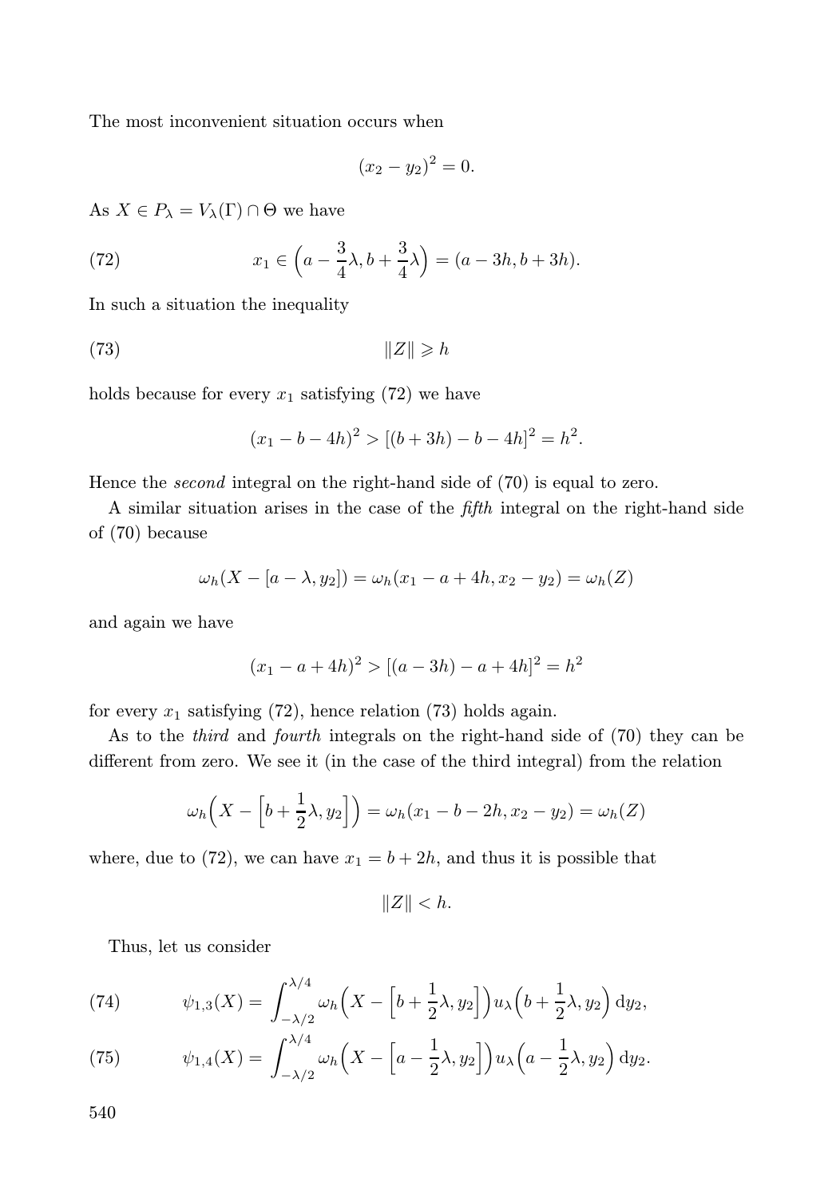The most inconvenient situation occurs when

$$(x_2 - y_2)^2 = 0.$$

As $X \in P_\lambda = V_\lambda(\Gamma) \cap \Theta$ we have

$$x_1 \in \Big(a - \frac{3}{4}\lambda, b + \frac{3}{4}\lambda\Big) = (a - 3h, b + 3h). \tag{72}$$

In such a situation the inequality

$$\|Z\| \geqslant h \tag{73}$$

holds because for every $x_1$ satisfying (72) we have

$$(x_1 - b - 4h)^2 > [(b + 3h) - b - 4h]^2 = h^2.$$

Hence the *second* integral on the right-hand side of (70) is equal to zero.

A similar situation arises in the case of the *fifth* integral on the right-hand side of (70) because

$$\omega_h(X - [a - \lambda, y_2]) = \omega_h(x_1 - a + 4h, x_2 - y_2) = \omega_h(Z)$$

and again we have

$$(x_1 - a + 4h)^2 > [(a - 3h) - a + 4h]^2 = h^2$$

for every $x_1$ satisfying (72), hence relation (73) holds again.

As to the *third* and *fourth* integrals on the right-hand side of (70) they can be different from zero. We see it (in the case of the third integral) from the relation

$$\omega_h\Big(X - \Big[b + \frac{1}{2}\lambda, y_2\Big]\Big) = \omega_h(x_1 - b - 2h, x_2 - y_2) = \omega_h(Z)$$

where, due to (72), we can have $x_1 = b + 2h$, and thus it is possible that

$$\|Z\| < h.$$

Thus, let us consider

$$\psi_{1,3}(X) = \int_{-\lambda/2}^{\lambda/4} \omega_h\Big(X - \Big[b + \frac{1}{2}\lambda, y_2\Big]\Big) u_\lambda\Big(b + \frac{1}{2}\lambda, y_2\Big)\, \mathrm{d}y_2, \tag{74}$$

$$\psi_{1,4}(X) = \int_{-\lambda/2}^{\lambda/4} \omega_h\Big(X - \Big[a - \frac{1}{2}\lambda, y_2\Big]\Big) u_\lambda\Big(a - \frac{1}{2}\lambda, y_2\Big)\, \mathrm{d}y_2. \tag{75}$$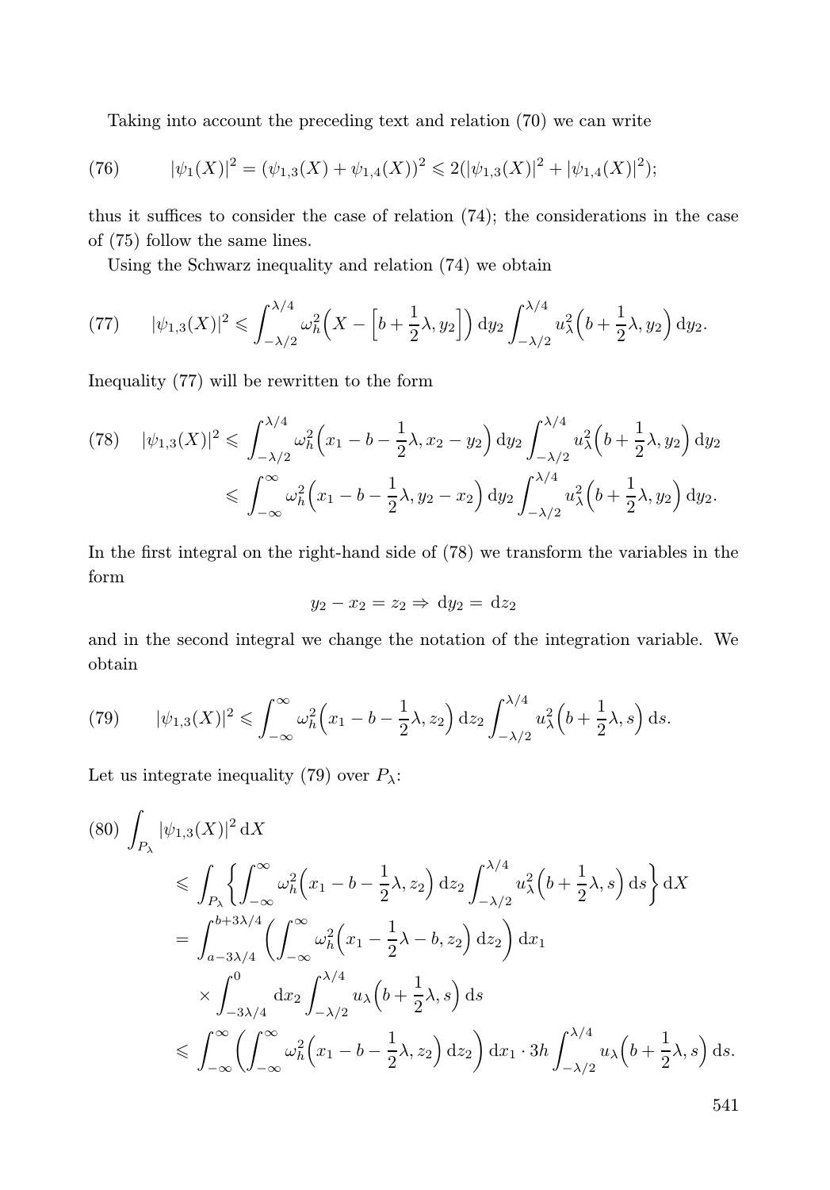Taking into account the preceding text and relation (70) we can write

$$|\psi_1(X)|^2 = (\psi_{1,3}(X) + \psi_{1,4}(X))^2 \leqslant 2(|\psi_{1,3}(X)|^2 + |\psi_{1,4}(X)|^2); \tag{76}$$

thus it suffices to consider the case of relation (74); the considerations in the case of (75) follow the same lines.

Using the Schwarz inequality and relation (74) we obtain

$$|\psi_{1,3}(X)|^2 \leqslant \int_{-\lambda/2}^{\lambda/4} \omega_h^2\Big(X - \Big[b + \frac{1}{2}\lambda, y_2\Big]\Big)\,\mathrm{d}y_2 \int_{-\lambda/2}^{\lambda/4} u_\lambda^2\Big(b + \frac{1}{2}\lambda, y_2\Big)\,\mathrm{d}y_2. \tag{77}$$

Inequality (77) will be rewritten to the form

$$\begin{aligned} |\psi_{1,3}(X)|^2 &\leqslant \int_{-\lambda/2}^{\lambda/4} \omega_h^2\Big(x_1 - b - \frac{1}{2}\lambda, x_2 - y_2\Big)\,\mathrm{d}y_2 \int_{-\lambda/2}^{\lambda/4} u_\lambda^2\Big(b + \frac{1}{2}\lambda, y_2\Big)\,\mathrm{d}y_2 \\ &\leqslant \int_{-\infty}^{\infty} \omega_h^2\Big(x_1 - b - \frac{1}{2}\lambda, y_2 - x_2\Big)\,\mathrm{d}y_2 \int_{-\lambda/2}^{\lambda/4} u_\lambda^2\Big(b + \frac{1}{2}\lambda, y_2\Big)\,\mathrm{d}y_2. \end{aligned} \tag{78}$$

In the first integral on the right-hand side of (78) we transform the variables in the form

$$y_2 - x_2 = z_2 \Rightarrow \mathrm{d}y_2 = \mathrm{d}z_2$$

and in the second integral we change the notation of the integration variable. We obtain

$$|\psi_{1,3}(X)|^2 \leqslant \int_{-\infty}^{\infty} \omega_h^2\Big(x_1 - b - \frac{1}{2}\lambda, z_2\Big)\,\mathrm{d}z_2 \int_{-\lambda/2}^{\lambda/4} u_\lambda^2\Big(b + \frac{1}{2}\lambda, s\Big)\,\mathrm{d}s. \tag{79}$$

Let us integrate inequality (79) over $P_\lambda$:

$$\begin{aligned} \int_{P_\lambda} |\psi_{1,3}(X)|^2\,\mathrm{d}X &\leqslant \int_{P_\lambda} \Big\{ \int_{-\infty}^{\infty} \omega_h^2\Big(x_1 - b - \frac{1}{2}\lambda, z_2\Big)\,\mathrm{d}z_2 \int_{-\lambda/2}^{\lambda/4} u_\lambda^2\Big(b + \frac{1}{2}\lambda, s\Big)\,\mathrm{d}s \Big\}\,\mathrm{d}X \\ &= \int_{a-3\lambda/4}^{b+3\lambda/4} \Big( \int_{-\infty}^{\infty} \omega_h^2\Big(x_1 - \frac{1}{2}\lambda - b, z_2\Big)\,\mathrm{d}z_2 \Big)\,\mathrm{d}x_1 \\ &\quad \times \int_{-3\lambda/4}^{0} \mathrm{d}x_2 \int_{-\lambda/2}^{\lambda/4} u_\lambda\Big(b + \frac{1}{2}\lambda, s\Big)\,\mathrm{d}s \\ &\leqslant \int_{-\infty}^{\infty} \Big( \int_{-\infty}^{\infty} \omega_h^2\Big(x_1 - b - \frac{1}{2}\lambda, z_2\Big)\,\mathrm{d}z_2 \Big)\,\mathrm{d}x_1 \cdot 3h \int_{-\lambda/2}^{\lambda/4} u_\lambda\Big(b + \frac{1}{2}\lambda, s\Big)\,\mathrm{d}s. \end{aligned} \tag{80}$$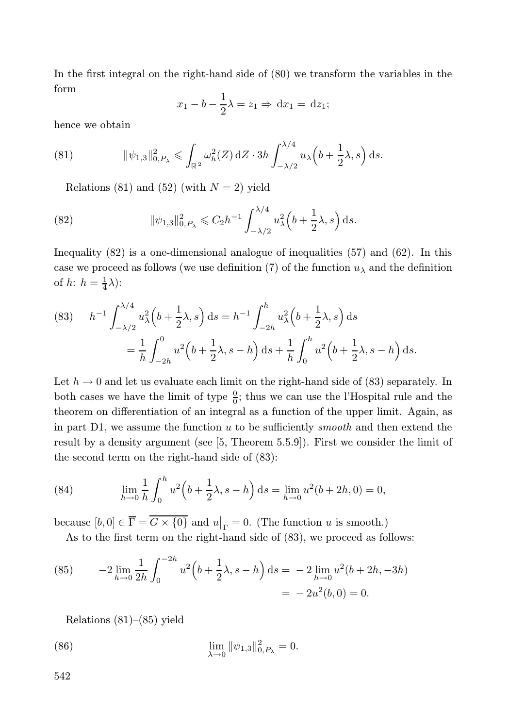In the first integral on the right-hand side of (80) we transform the variables in the form

$$x_1 - b - \frac{1}{2}\lambda = z_1 \Rightarrow \mathrm{d}x_1 = \mathrm{d}z_1;$$

hence we obtain

$$\|\psi_{1,3}\|^2_{0,P_\lambda} \leqslant \int_{\mathbb{R}^2} \omega_h^2(Z)\,\mathrm{d}Z \cdot 3h \int_{-\lambda/2}^{\lambda/4} u_\lambda\Big(b+\frac{1}{2}\lambda, s\Big)\,\mathrm{d}s. \tag{81}$$

Relations (81) and (52) (with $N=2$) yield

$$\|\psi_{1,3}\|^2_{0,P_\lambda} \leqslant C_2 h^{-1} \int_{-\lambda/2}^{\lambda/4} u_\lambda^2\Big(b+\frac{1}{2}\lambda, s\Big)\,\mathrm{d}s. \tag{82}$$

Inequality (82) is a one-dimensional analogue of inequalities (57) and (62). In this case we proceed as follows (we use definition (7) of the function $u_\lambda$ and the definition of $h$: $h = \frac{1}{4}\lambda$):

$$\begin{aligned} h^{-1}\int_{-\lambda/2}^{\lambda/4} u_\lambda^2\Big(b+\frac{1}{2}\lambda, s\Big)\,\mathrm{d}s &= h^{-1}\int_{-2h}^{h} u_\lambda^2\Big(b+\frac{1}{2}\lambda, s\Big)\,\mathrm{d}s \\ &= \frac{1}{h}\int_{-2h}^{0} u^2\Big(b+\frac{1}{2}\lambda, s-h\Big)\,\mathrm{d}s + \frac{1}{h}\int_{0}^{h} u^2\Big(b+\frac{1}{2}\lambda, s-h\Big)\,\mathrm{d}s. \end{aligned} \tag{83}$$

Let $h \to 0$ and let us evaluate each limit on the right-hand side of (83) separately. In both cases we have the limit of type $\frac{0}{0}$; thus we can use the l'Hospital rule and the theorem on differentiation of an integral as a function of the upper limit. Again, as in part D1, we assume the function $u$ to be sufficiently *smooth* and then extend the result by a density argument (see [5, Theorem 5.5.9]). First we consider the limit of the second term on the right-hand side of (83):

$$\lim_{h\to 0} \frac{1}{h}\int_0^h u^2\Big(b+\frac{1}{2}\lambda, s-h\Big)\,\mathrm{d}s = \lim_{h\to 0} u^2(b+2h, 0) = 0, \tag{84}$$

because $[b,0] \in \overline{\Gamma} = \overline{G \times \{0\}}$ and $u\big|_\Gamma = 0$. (The function $u$ is smooth.)

As to the first term on the right-hand side of (83), we proceed as follows:

$$\begin{aligned} -2\lim_{h\to 0}\frac{1}{2h}\int_0^{-2h} u^2\Big(b+\frac{1}{2}\lambda, s-h\Big)\,\mathrm{d}s &= -2\lim_{h\to 0} u^2(b+2h, -3h) \\ &= -2u^2(b,0) = 0. \end{aligned} \tag{85}$$

Relations (81)–(85) yield

$$\lim_{\lambda\to 0} \|\psi_{1,3}\|^2_{0,P_\lambda} = 0. \tag{86}$$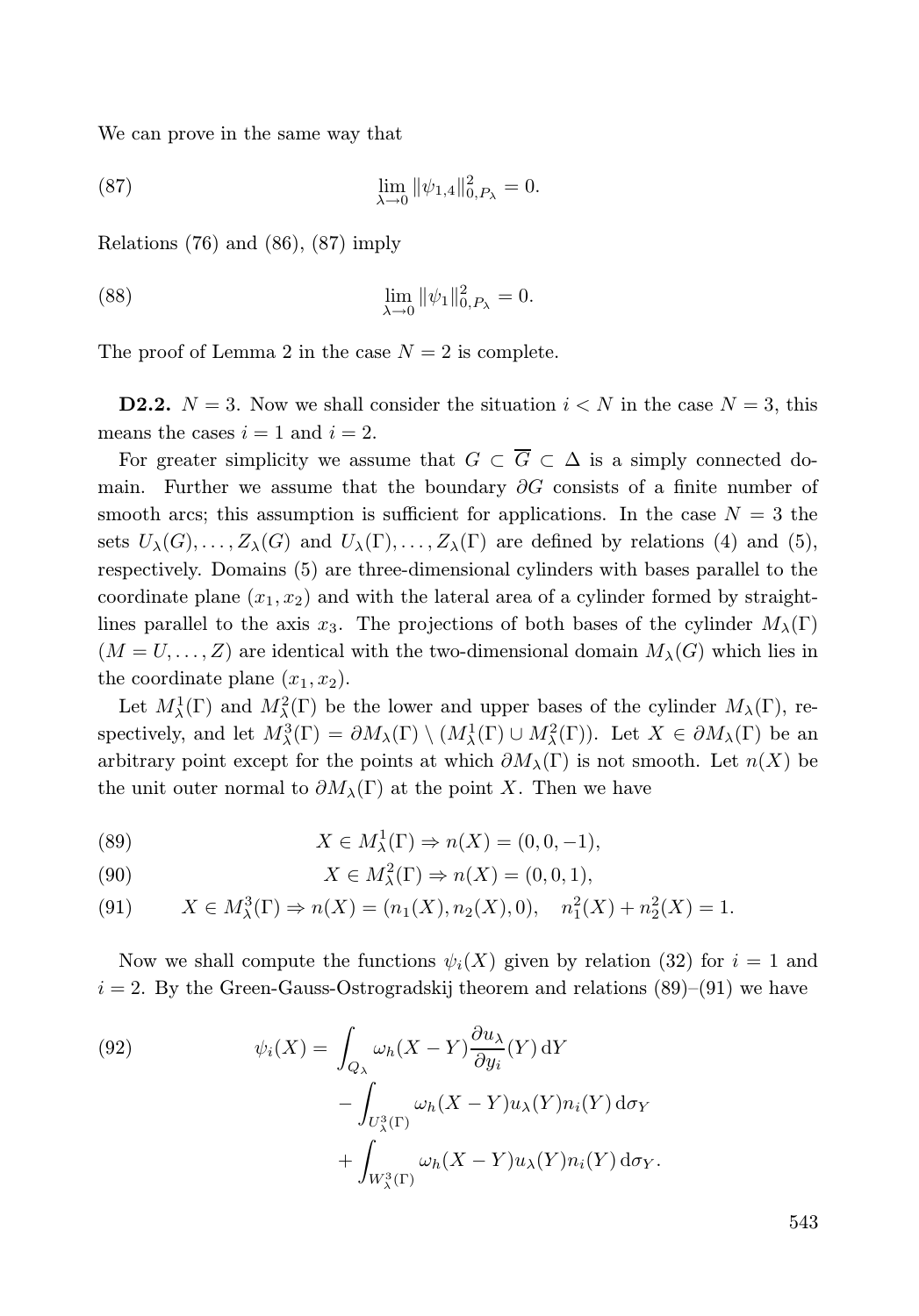We can prove in the same way that

$$\lim_{\lambda\to 0} \|\psi_{1,4}\|^2_{0,P_\lambda} = 0. \tag{87}$$

Relations (76) and (86), (87) imply

$$\lim_{\lambda\to 0} \|\psi_{1}\|^2_{0,P_\lambda} = 0. \tag{88}$$

The proof of Lemma 2 in the case $N = 2$ is complete.

**D2.2.** $N = 3$. Now we shall consider the situation $i < N$ in the case $N = 3$, this means the cases $i = 1$ and $i = 2$.

For greater simplicity we assume that $G \subset \overline{G} \subset \Delta$ is a simply connected domain. Further we assume that the boundary $\partial G$ consists of a finite number of smooth arcs; this assumption is sufficient for applications. In the case $N = 3$ the sets $U_\lambda(G), \dots, Z_\lambda(G)$ and $U_\lambda(\Gamma), \dots, Z_\lambda(\Gamma)$ are defined by relations (4) and (5), respectively. Domains (5) are three-dimensional cylinders with bases parallel to the coordinate plane $(x_1, x_2)$ and with the lateral area of a cylinder formed by straight-lines parallel to the axis $x_3$. The projections of both bases of the cylinder $M_\lambda(\Gamma)$ $(M = U, \dots, Z)$ are identical with the two-dimensional domain $M_\lambda(G)$ which lies in the coordinate plane $(x_1, x_2)$.

Let $M^1_\lambda(\Gamma)$ and $M^2_\lambda(\Gamma)$ be the lower and upper bases of the cylinder $M_\lambda(\Gamma)$, respectively, and let $M^3_\lambda(\Gamma) = \partial M_\lambda(\Gamma) \setminus (M^1_\lambda(\Gamma) \cup M^2_\lambda(\Gamma))$. Let $X \in \partial M_\lambda(\Gamma)$ be an arbitrary point except for the points at which $\partial M_\lambda(\Gamma)$ is not smooth. Let $n(X)$ be the unit outer normal to $\partial M_\lambda(\Gamma)$ at the point $X$. Then we have

$$X \in M^1_\lambda(\Gamma) \Rightarrow n(X) = (0, 0, -1), \tag{89}$$

$$X \in M^2_\lambda(\Gamma) \Rightarrow n(X) = (0, 0, 1), \tag{90}$$

$$X \in M^3_\lambda(\Gamma) \Rightarrow n(X) = (n_1(X), n_2(X), 0), \quad n_1^2(X) + n_2^2(X) = 1. \tag{91}$$

Now we shall compute the functions $\psi_i(X)$ given by relation (32) for $i = 1$ and $i = 2$. By the Green-Gauss-Ostrogradskij theorem and relations (89)–(91) we have

$$\begin{aligned} \psi_i(X) = &\int_{Q_\lambda} \omega_h(X - Y) \frac{\partial u_\lambda}{\partial y_i}(Y)\, \mathrm{d}Y \\ &- \int_{U^3_\lambda(\Gamma)} \omega_h(X - Y) u_\lambda(Y) n_i(Y)\, \mathrm{d}\sigma_Y \\ &+ \int_{W^3_\lambda(\Gamma)} \omega_h(X - Y) u_\lambda(Y) n_i(Y)\, \mathrm{d}\sigma_Y. \end{aligned} \tag{92}$$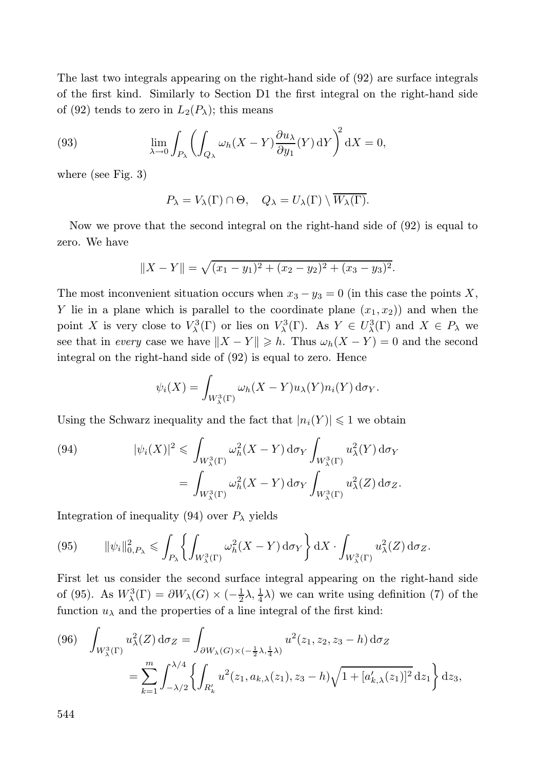The last two integrals appearing on the right-hand side of (92) are surface integrals of the first kind. Similarly to Section D1 the first integral on the right-hand side of (92) tends to zero in $L_2(P_\lambda)$; this means

$$\lim_{\lambda\to 0}\int_{P_\lambda}\left(\int_{Q_\lambda}\omega_h(X-Y)\frac{\partial u_\lambda}{\partial y_1}(Y)\,\mathrm{d}Y\right)^2\mathrm{d}X=0, \tag{93}$$

where (see Fig. 3)

$$P_\lambda=V_\lambda(\Gamma)\cap\Theta,\quad Q_\lambda=U_\lambda(\Gamma)\setminus\overline{W_\lambda(\Gamma)}.$$

Now we prove that the second integral on the right-hand side of (92) is equal to zero. We have

$$\|X-Y\|=\sqrt{(x_1-y_1)^2+(x_2-y_2)^2+(x_3-y_3)^2}.$$

The most inconvenient situation occurs when $x_3-y_3=0$ (in this case the points $X$, $Y$ lie in a plane which is parallel to the coordinate plane $(x_1,x_2)$) and when the point $X$ is very close to $V^3_\lambda(\Gamma)$ or lies on $V^3_\lambda(\Gamma)$. As $Y\in U^3_\lambda(\Gamma)$ and $X\in P_\lambda$ we see that in *every* case we have $\|X-Y\|\geqslant h$. Thus $\omega_h(X-Y)=0$ and the second integral on the right-hand side of (92) is equal to zero. Hence

$$\psi_i(X)=\int_{W^3_\lambda(\Gamma)}\omega_h(X-Y)u_\lambda(Y)n_i(Y)\,\mathrm{d}\sigma_Y.$$

Using the Schwarz inequality and the fact that $|n_i(Y)|\leqslant 1$ we obtain

$$\begin{aligned}|\psi_i(X)|^2&\leqslant\int_{W^3_\lambda(\Gamma)}\omega_h^2(X-Y)\,\mathrm{d}\sigma_Y\int_{W^3_\lambda(\Gamma)}u_\lambda^2(Y)\,\mathrm{d}\sigma_Y\\&=\int_{W^3_\lambda(\Gamma)}\omega_h^2(X-Y)\,\mathrm{d}\sigma_Y\int_{W^3_\lambda(\Gamma)}u_\lambda^2(Z)\,\mathrm{d}\sigma_Z.\end{aligned}\tag{94}$$

Integration of inequality (94) over $P_\lambda$ yields

$$\|\psi_i\|^2_{0,P_\lambda}\leqslant\int_{P_\lambda}\left\{\int_{W^3_\lambda(\Gamma)}\omega_h^2(X-Y)\,\mathrm{d}\sigma_Y\right\}\mathrm{d}X\cdot\int_{W^3_\lambda(\Gamma)}u_\lambda^2(Z)\,\mathrm{d}\sigma_Z.\tag{95}$$

First let us consider the second surface integral appearing on the right-hand side of (95). As $W^3_\lambda(\Gamma)=\partial W_\lambda(G)\times(-\frac{1}{2}\lambda,\frac{1}{4}\lambda)$ we can write using definition (7) of the function $u_\lambda$ and the properties of a line integral of the first kind:

$$\begin{aligned}\int_{W^3_\lambda(\Gamma)}u_\lambda^2(Z)\,\mathrm{d}\sigma_Z&=\int_{\partial W_\lambda(G)\times(-\frac{1}{2}\lambda,\frac{1}{4}\lambda)}u^2(z_1,z_2,z_3-h)\,\mathrm{d}\sigma_Z\\&=\sum_{k=1}^m\int_{-\lambda/2}^{\lambda/4}\left\{\int_{R'_k}u^2(z_1,a_{k,\lambda}(z_1),z_3-h)\sqrt{1+[a'_{k,\lambda}(z_1)]^2}\,\mathrm{d}z_1\right\}\mathrm{d}z_3,\end{aligned}\tag{96}$$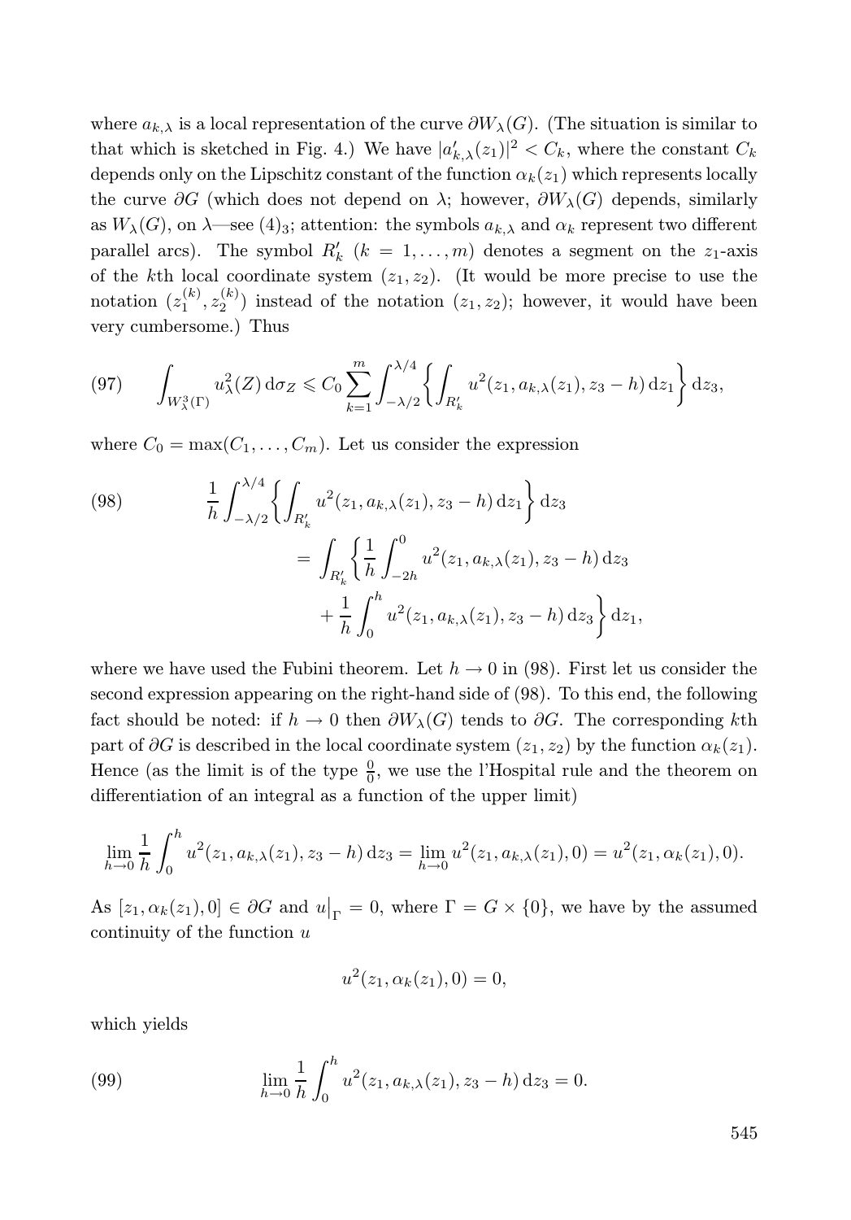where $a_{k,\lambda}$ is a local representation of the curve $\partial W_\lambda(G)$. (The situation is similar to that which is sketched in Fig. 4.) We have $|a'_{k,\lambda}(z_1)|^2 < C_k$, where the constant $C_k$ depends only on the Lipschitz constant of the function $\alpha_k(z_1)$ which represents locally the curve $\partial G$ (which does not depend on $\lambda$; however, $\partial W_\lambda(G)$ depends, similarly as $W_\lambda(G)$, on $\lambda$—see $(4)_3$; attention: the symbols $a_{k,\lambda}$ and $\alpha_k$ represent two different parallel arcs). The symbol $R'_k$ ($k = 1, \ldots, m$) denotes a segment on the $z_1$-axis of the $k$th local coordinate system $(z_1, z_2)$. (It would be more precise to use the notation $(z_1^{(k)}, z_2^{(k)})$ instead of the notation $(z_1, z_2)$; however, it would have been very cumbersome.) Thus

$$\int_{W^3_\lambda(\Gamma)} u^2_\lambda(Z)\,\mathrm{d}\sigma_Z \leqslant C_0 \sum_{k=1}^m \int_{-\lambda/2}^{\lambda/4} \left\{ \int_{R'_k} u^2(z_1, a_{k,\lambda}(z_1), z_3 - h)\,\mathrm{d}z_1 \right\} \mathrm{d}z_3, \tag{97}$$

where $C_0 = \max(C_1, \ldots, C_m)$. Let us consider the expression

$$\begin{aligned} \frac{1}{h} \int_{-\lambda/2}^{\lambda/4} &\left\{ \int_{R'_k} u^2(z_1, a_{k,\lambda}(z_1), z_3 - h)\,\mathrm{d}z_1 \right\} \mathrm{d}z_3 \\ &= \int_{R'_k} \left\{ \frac{1}{h} \int_{-2h}^{0} u^2(z_1, a_{k,\lambda}(z_1), z_3 - h)\,\mathrm{d}z_3 \right. \\ &\qquad \left. + \frac{1}{h} \int_0^h u^2(z_1, a_{k,\lambda}(z_1), z_3 - h)\,\mathrm{d}z_3 \right\} \mathrm{d}z_1, \end{aligned} \tag{98}$$

where we have used the Fubini theorem. Let $h \to 0$ in (98). First let us consider the second expression appearing on the right-hand side of (98). To this end, the following fact should be noted: if $h \to 0$ then $\partial W_\lambda(G)$ tends to $\partial G$. The corresponding $k$th part of $\partial G$ is described in the local coordinate system $(z_1, z_2)$ by the function $\alpha_k(z_1)$. Hence (as the limit is of the type $\frac{0}{0}$, we use the l'Hospital rule and the theorem on differentiation of an integral as a function of the upper limit)

$$\lim_{h\to 0} \frac{1}{h} \int_0^h u^2(z_1, a_{k,\lambda}(z_1), z_3 - h)\,\mathrm{d}z_3 = \lim_{h\to 0} u^2(z_1, a_{k,\lambda}(z_1), 0) = u^2(z_1, \alpha_k(z_1), 0).$$

As $[z_1, \alpha_k(z_1), 0] \in \partial G$ and $u\big|_\Gamma = 0$, where $\Gamma = G \times \{0\}$, we have by the assumed continuity of the function $u$

$$u^2(z_1, \alpha_k(z_1), 0) = 0,$$

which yields

$$\lim_{h\to 0} \frac{1}{h} \int_0^h u^2(z_1, a_{k,\lambda}(z_1), z_3 - h)\,\mathrm{d}z_3 = 0. \tag{99}$$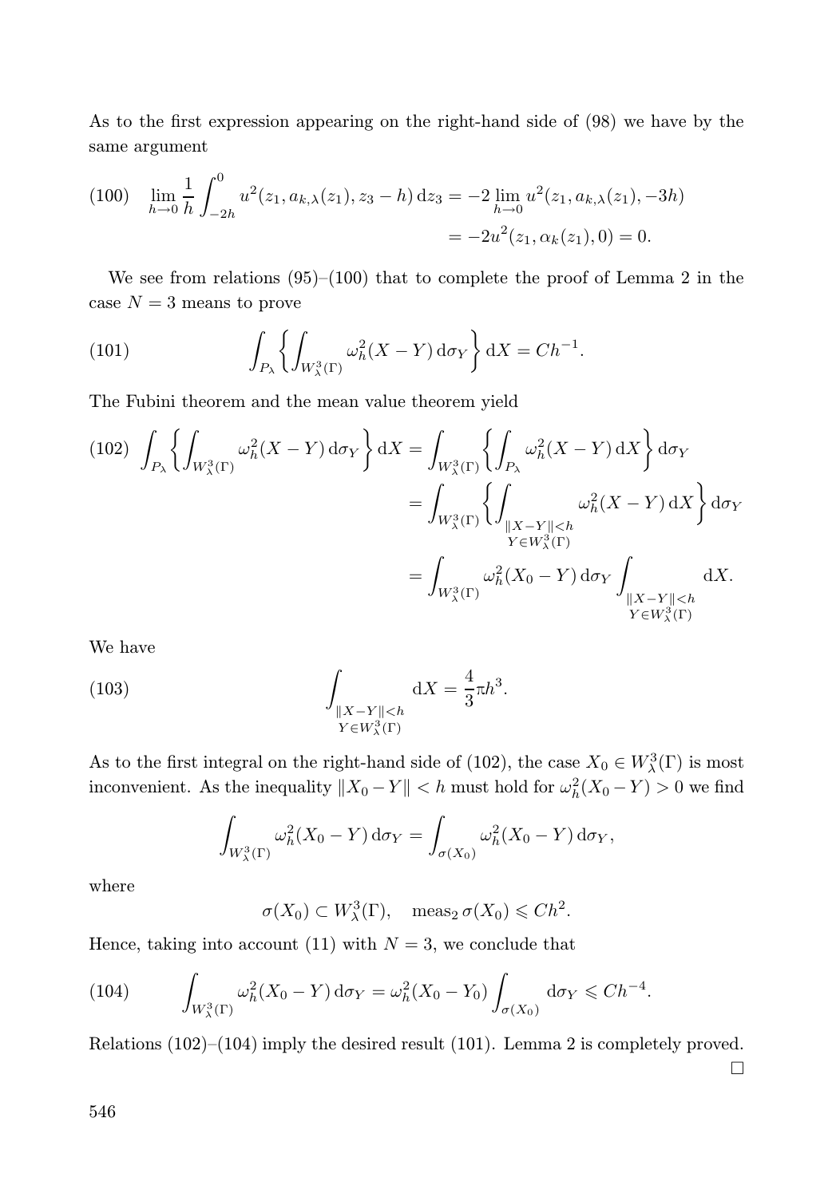As to the first expression appearing on the right-hand side of (98) we have by the same argument

$$\begin{aligned}
(100)\qquad \lim_{h\to 0}\frac{1}{h}\int_{-2h}^{0} u^2(z_1, a_{k,\lambda}(z_1), z_3-h)\,\mathrm{d}z_3 &= -2\lim_{h\to 0} u^2(z_1, a_{k,\lambda}(z_1), -3h)\\
&= -2u^2(z_1, \alpha_k(z_1), 0) = 0.
\end{aligned}$$

We see from relations (95)–(100) that to complete the proof of Lemma 2 in the case $N=3$ means to prove

$$\int_{P_\lambda}\left\{\int_{W_\lambda^3(\Gamma)} \omega_h^2(X-Y)\,\mathrm{d}\sigma_Y\right\}\mathrm{d}X = Ch^{-1}. \tag{101}$$

The Fubini theorem and the mean value theorem yield

$$\begin{aligned}
(102)\quad \int_{P_\lambda}\left\{\int_{W_\lambda^3(\Gamma)} \omega_h^2(X-Y)\,\mathrm{d}\sigma_Y\right\}\mathrm{d}X &= \int_{W_\lambda^3(\Gamma)}\left\{\int_{P_\lambda} \omega_h^2(X-Y)\,\mathrm{d}X\right\}\mathrm{d}\sigma_Y\\
&= \int_{W_\lambda^3(\Gamma)}\left\{\int_{\substack{\|X-Y\|<h\\ Y\in W_\lambda^3(\Gamma)}} \omega_h^2(X-Y)\,\mathrm{d}X\right\}\mathrm{d}\sigma_Y\\
&= \int_{W_\lambda^3(\Gamma)} \omega_h^2(X_0-Y)\,\mathrm{d}\sigma_Y \int_{\substack{\|X-Y\|<h\\ Y\in W_\lambda^3(\Gamma)}} \mathrm{d}X.
\end{aligned}$$

We have

$$\int_{\substack{\|X-Y\|<h\\ Y\in W_\lambda^3(\Gamma)}} \mathrm{d}X = \frac{4}{3}\pi h^3. \tag{103}$$

As to the first integral on the right-hand side of (102), the case $X_0\in W_\lambda^3(\Gamma)$ is most inconvenient. As the inequality $\|X_0-Y\|<h$ must hold for $\omega_h^2(X_0-Y)>0$ we find

$$\int_{W_\lambda^3(\Gamma)} \omega_h^2(X_0-Y)\,\mathrm{d}\sigma_Y = \int_{\sigma(X_0)} \omega_h^2(X_0-Y)\,\mathrm{d}\sigma_Y,$$

where

$$\sigma(X_0)\subset W_\lambda^3(\Gamma),\quad \operatorname{meas}_2\sigma(X_0)\leqslant Ch^2.$$

Hence, taking into account (11) with $N=3$, we conclude that

$$\int_{W_\lambda^3(\Gamma)} \omega_h^2(X_0-Y)\,\mathrm{d}\sigma_Y = \omega_h^2(X_0-Y_0)\int_{\sigma(X_0)}\mathrm{d}\sigma_Y \leqslant Ch^{-4}. \tag{104}$$

Relations (102)–(104) imply the desired result (101). Lemma 2 is completely proved. □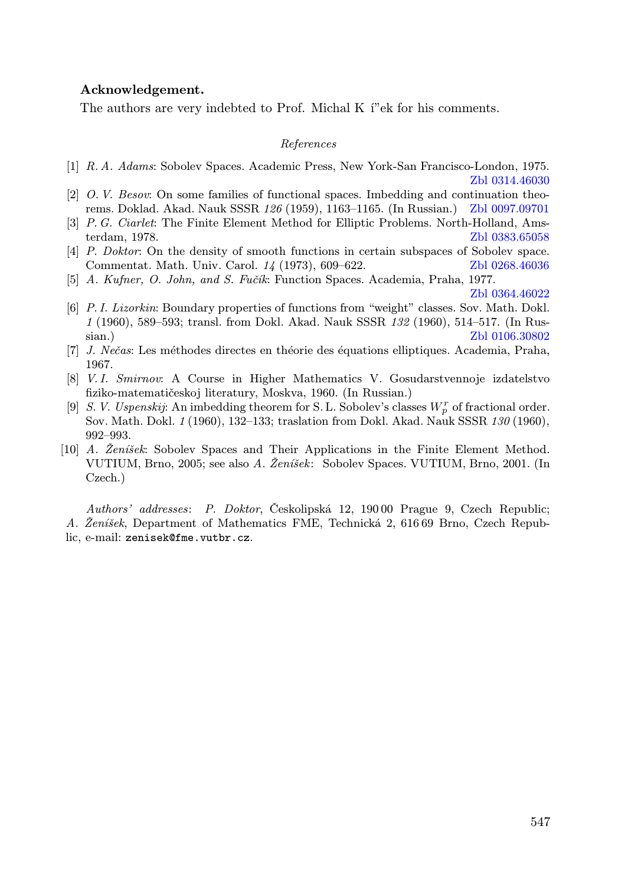**Acknowledgement.**

The authors are very indebted to Prof. Michal K í"ek for his comments.

*References*

[1] *R. A. Adams*: Sobolev Spaces. Academic Press, New York-San Francisco-London, 1975. Zbl 0314.46030

[2] *O. V. Besov*: On some families of functional spaces. Imbedding and continuation theorems. Doklad. Akad. Nauk SSSR *126* (1959), 1163–1165. (In Russian.) Zbl 0097.09701

[3] *P. G. Ciarlet*: The Finite Element Method for Elliptic Problems. North-Holland, Amsterdam, 1978. Zbl 0383.65058

[4] *P. Doktor*: On the density of smooth functions in certain subspaces of Sobolev space. Commentat. Math. Univ. Carol. *14* (1973), 609–622. Zbl 0268.46036

[5] *A. Kufner, O. John, and S. Fučík*: Function Spaces. Academia, Praha, 1977. Zbl 0364.46022

[6] *P. I. Lizorkin*: Boundary properties of functions from "weight" classes. Sov. Math. Dokl. *1* (1960), 589–593; transl. from Dokl. Akad. Nauk SSSR *132* (1960), 514–517. (In Russian.) Zbl 0106.30802

[7] *J. Nečas*: Les méthodes directes en théorie des équations elliptiques. Academia, Praha, 1967.

[8] *V. I. Smirnov*: A Course in Higher Mathematics V. Gosudarstvennoje izdatelstvo fiziko-matematičeskoj literatury, Moskva, 1960. (In Russian.)

[9] *S. V. Uspenskij*: An imbedding theorem for S. L. Sobolev's classes $W_p^r$ of fractional order. Sov. Math. Dokl. *1* (1960), 132–133; traslation from Dokl. Akad. Nauk SSSR *130* (1960), 992–993.

[10] *A. Ženíšek*: Sobolev Spaces and Their Applications in the Finite Element Method. VUTIUM, Brno, 2005; see also *A. Ženíšek*: Sobolev Spaces. VUTIUM, Brno, 2001. (In Czech.)

*Authors' addresses*: *P. Doktor*, Českolipská 12, 190 00 Prague 9, Czech Republic; *A. Ženíšek*, Department of Mathematics FME, Technická 2, 616 69 Brno, Czech Republic, e-mail: zenisek@fme.vutbr.cz.